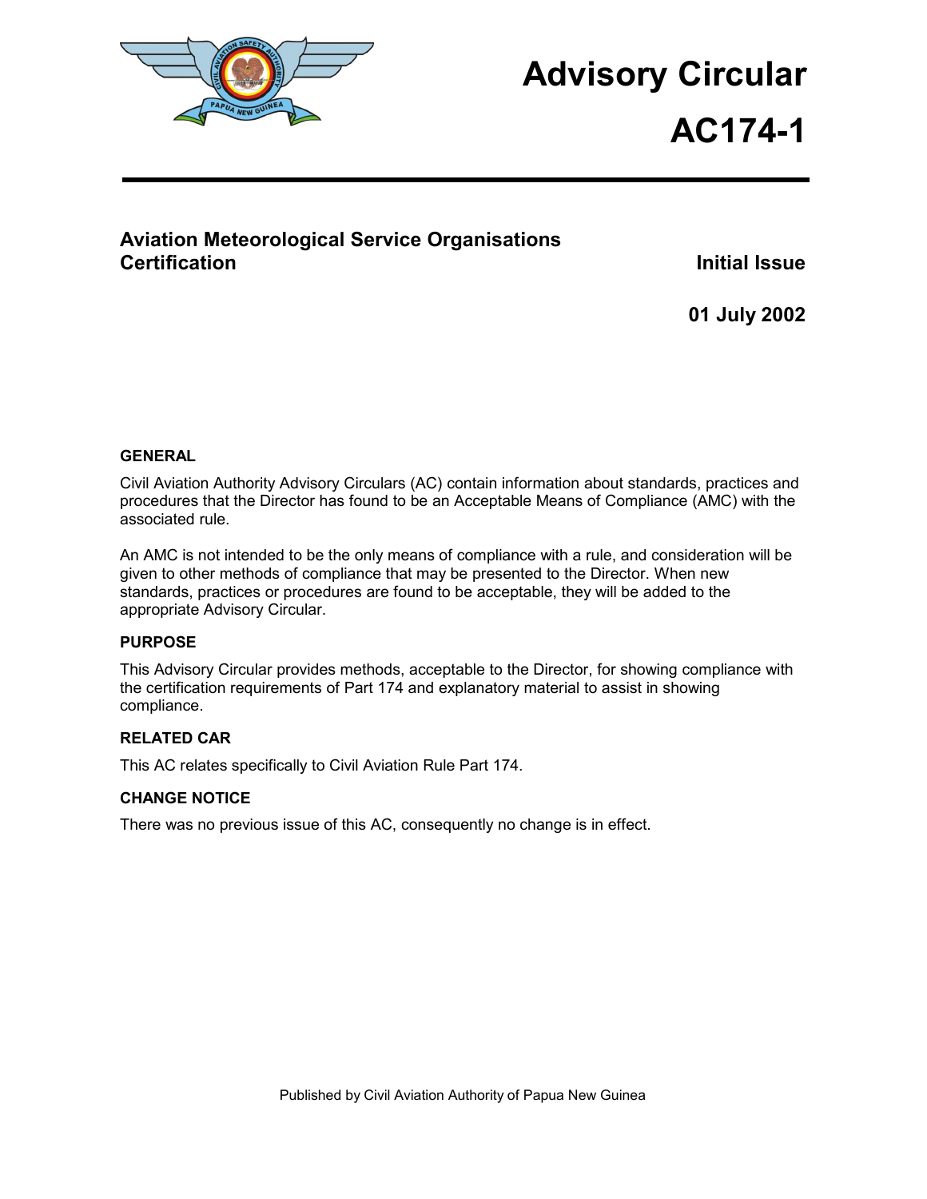# Advisory Circular

# AC174-1

## Aviation Meteorological Service Organisations Certification

**Initial Issue**

**01 July 2002**

### GENERAL

Civil Aviation Authority Advisory Circulars (AC) contain information about standards, practices and procedures that the Director has found to be an Acceptable Means of Compliance (AMC) with the associated rule.

An AMC is not intended to be the only means of compliance with a rule, and consideration will be given to other methods of compliance that may be presented to the Director. When new standards, practices or procedures are found to be acceptable, they will be added to the appropriate Advisory Circular.

### PURPOSE

This Advisory Circular provides methods, acceptable to the Director, for showing compliance with the certification requirements of Part 174 and explanatory material to assist in showing compliance.

### RELATED CAR

This AC relates specifically to Civil Aviation Rule Part 174.

### CHANGE NOTICE

There was no previous issue of this AC, consequently no change is in effect.

Published by Civil Aviation Authority of Papua New Guinea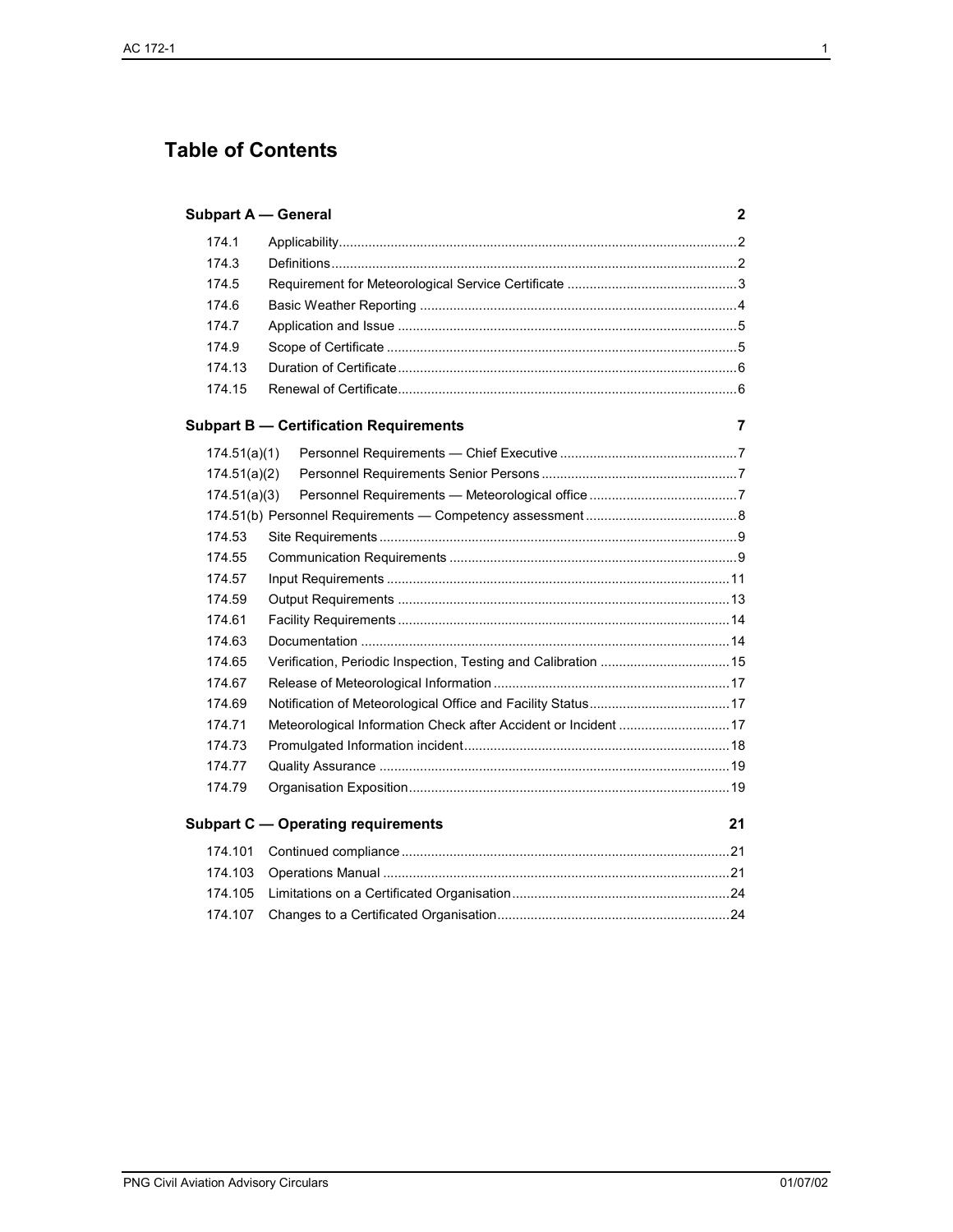# Table of Contents

| | | |
|---|---|---|
| **Subpart A — General** | | **2** |
| 174.1 | Applicability | 2 |
| 174.3 | Definitions | 2 |
| 174.5 | Requirement for Meteorological Service Certificate | 3 |
| 174.6 | Basic Weather Reporting | 4 |
| 174.7 | Application and Issue | 5 |
| 174.9 | Scope of Certificate | 5 |
| 174.13 | Duration of Certificate | 6 |
| 174.15 | Renewal of Certificate | 6 |
| **Subpart B — Certification Requirements** | | **7** |
| 174.51(a)(1) | Personnel Requirements — Chief Executive | 7 |
| 174.51(a)(2) | Personnel Requirements Senior Persons | 7 |
| 174.51(a)(3) | Personnel Requirements — Meteorological office | 7 |
| 174.51(b) | Personnel Requirements — Competency assessment | 8 |
| 174.53 | Site Requirements | 9 |
| 174.55 | Communication Requirements | 9 |
| 174.57 | Input Requirements | 11 |
| 174.59 | Output Requirements | 13 |
| 174.61 | Facility Requirements | 14 |
| 174.63 | Documentation | 14 |
| 174.65 | Verification, Periodic Inspection, Testing and Calibration | 15 |
| 174.67 | Release of Meteorological Information | 17 |
| 174.69 | Notification of Meteorological Office and Facility Status | 17 |
| 174.71 | Meteorological Information Check after Accident or Incident | 17 |
| 174.73 | Promulgated Information incident | 18 |
| 174.77 | Quality Assurance | 19 |
| 174.79 | Organisation Exposition | 19 |
| **Subpart C — Operating requirements** | | **21** |
| 174.101 | Continued compliance | 21 |
| 174.103 | Operations Manual | 21 |
| 174.105 | Limitations on a Certificated Organisation | 24 |
| 174.107 | Changes to a Certificated Organisation | 24 |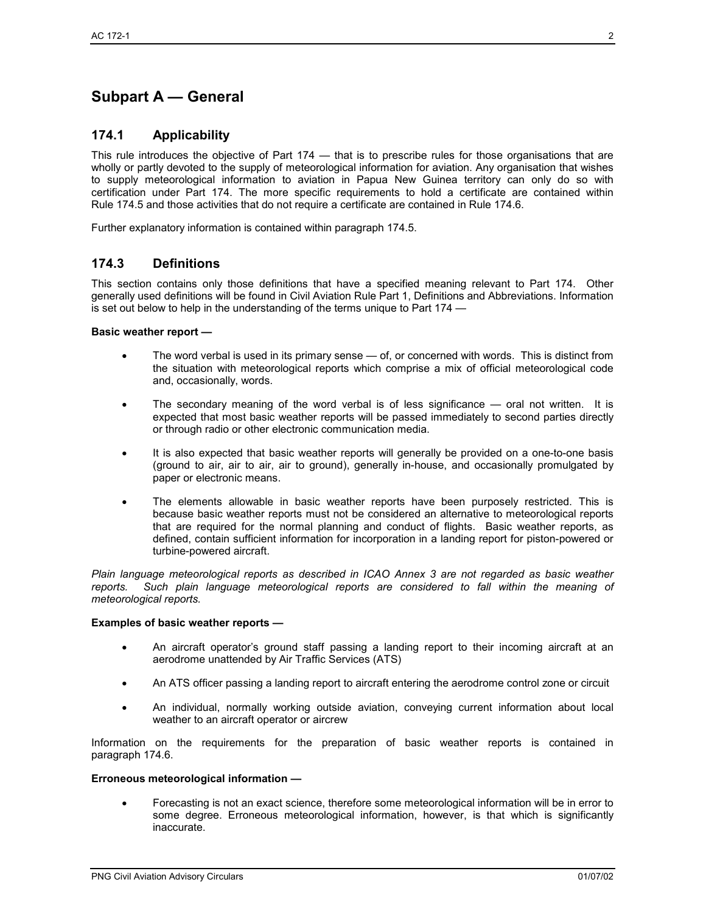# Subpart A — General

## 174.1 Applicability

This rule introduces the objective of Part 174 — that is to prescribe rules for those organisations that are wholly or partly devoted to the supply of meteorological information for aviation. Any organisation that wishes to supply meteorological information to aviation in Papua New Guinea territory can only do so with certification under Part 174. The more specific requirements to hold a certificate are contained within Rule 174.5 and those activities that do not require a certificate are contained in Rule 174.6.

Further explanatory information is contained within paragraph 174.5.

## 174.3 Definitions

This section contains only those definitions that have a specified meaning relevant to Part 174. Other generally used definitions will be found in Civil Aviation Rule Part 1, Definitions and Abbreviations. Information is set out below to help in the understanding of the terms unique to Part 174 —

**Basic weather report —**

- The word verbal is used in its primary sense — of, or concerned with words. This is distinct from the situation with meteorological reports which comprise a mix of official meteorological code and, occasionally, words.
- The secondary meaning of the word verbal is of less significance — oral not written. It is expected that most basic weather reports will be passed immediately to second parties directly or through radio or other electronic communication media.
- It is also expected that basic weather reports will generally be provided on a one-to-one basis (ground to air, air to air, air to ground), generally in-house, and occasionally promulgated by paper or electronic means.
- The elements allowable in basic weather reports have been purposely restricted. This is because basic weather reports must not be considered an alternative to meteorological reports that are required for the normal planning and conduct of flights. Basic weather reports, as defined, contain sufficient information for incorporation in a landing report for piston-powered or turbine-powered aircraft.

*Plain language meteorological reports as described in ICAO Annex 3 are not regarded as basic weather reports. Such plain language meteorological reports are considered to fall within the meaning of meteorological reports.*

**Examples of basic weather reports —**

- An aircraft operator's ground staff passing a landing report to their incoming aircraft at an aerodrome unattended by Air Traffic Services (ATS)
- An ATS officer passing a landing report to aircraft entering the aerodrome control zone or circuit
- An individual, normally working outside aviation, conveying current information about local weather to an aircraft operator or aircrew

Information on the requirements for the preparation of basic weather reports is contained in paragraph 174.6.

**Erroneous meteorological information —**

- Forecasting is not an exact science, therefore some meteorological information will be in error to some degree. Erroneous meteorological information, however, is that which is significantly inaccurate.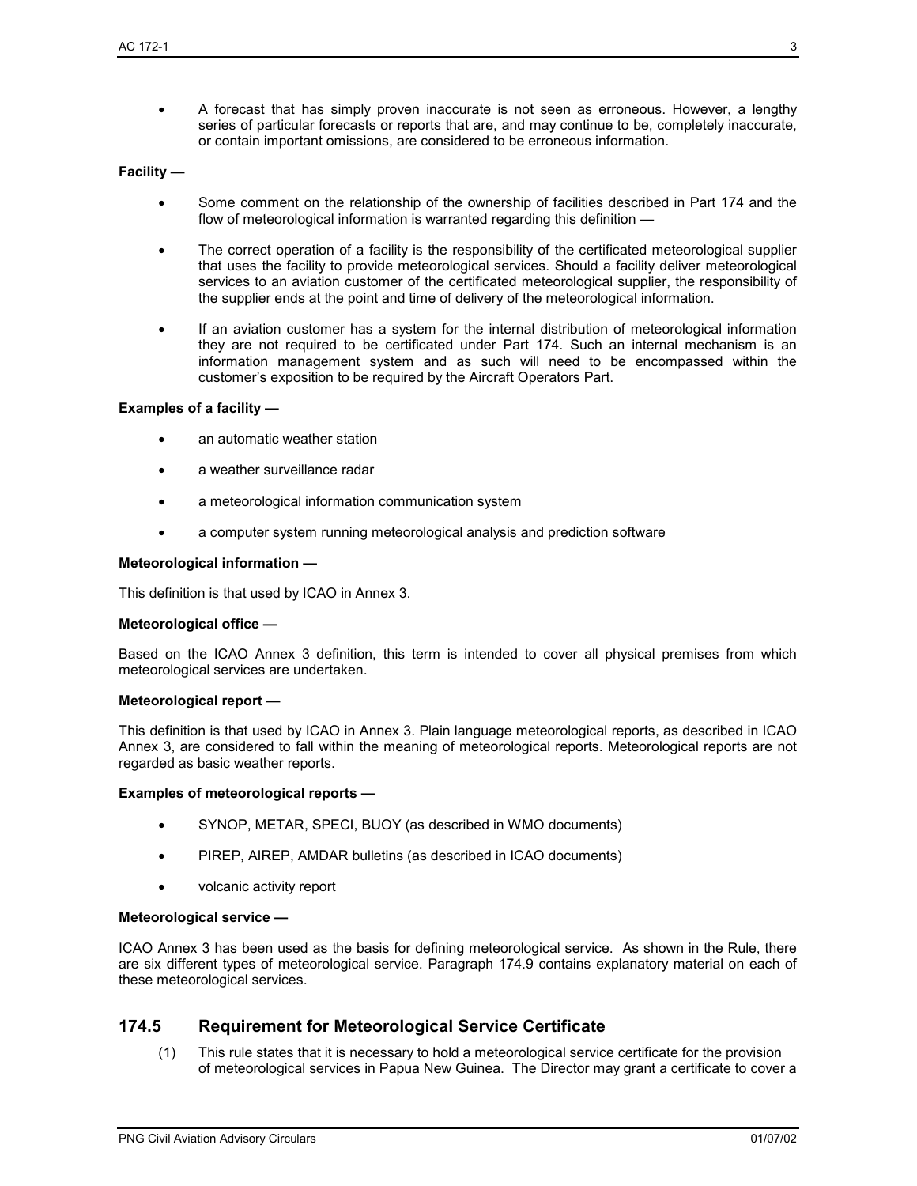- A forecast that has simply proven inaccurate is not seen as erroneous. However, a lengthy series of particular forecasts or reports that are, and may continue to be, completely inaccurate, or contain important omissions, are considered to be erroneous information.

**Facility —**

- Some comment on the relationship of the ownership of facilities described in Part 174 and the flow of meteorological information is warranted regarding this definition —
- The correct operation of a facility is the responsibility of the certificated meteorological supplier that uses the facility to provide meteorological services. Should a facility deliver meteorological services to an aviation customer of the certificated meteorological supplier, the responsibility of the supplier ends at the point and time of delivery of the meteorological information.
- If an aviation customer has a system for the internal distribution of meteorological information they are not required to be certificated under Part 174. Such an internal mechanism is an information management system and as such will need to be encompassed within the customer's exposition to be required by the Aircraft Operators Part.

**Examples of a facility —**

- an automatic weather station
- a weather surveillance radar
- a meteorological information communication system
- a computer system running meteorological analysis and prediction software

**Meteorological information —**

This definition is that used by ICAO in Annex 3.

**Meteorological office —**

Based on the ICAO Annex 3 definition, this term is intended to cover all physical premises from which meteorological services are undertaken.

**Meteorological report —**

This definition is that used by ICAO in Annex 3. Plain language meteorological reports, as described in ICAO Annex 3, are considered to fall within the meaning of meteorological reports. Meteorological reports are not regarded as basic weather reports.

**Examples of meteorological reports —**

- SYNOP, METAR, SPECI, BUOY (as described in WMO documents)
- PIREP, AIREP, AMDAR bulletins (as described in ICAO documents)
- volcanic activity report

**Meteorological service —**

ICAO Annex 3 has been used as the basis for defining meteorological service. As shown in the Rule, there are six different types of meteorological service. Paragraph 174.9 contains explanatory material on each of these meteorological services.

## 174.5 Requirement for Meteorological Service Certificate

(1) This rule states that it is necessary to hold a meteorological service certificate for the provision of meteorological services in Papua New Guinea. The Director may grant a certificate to cover a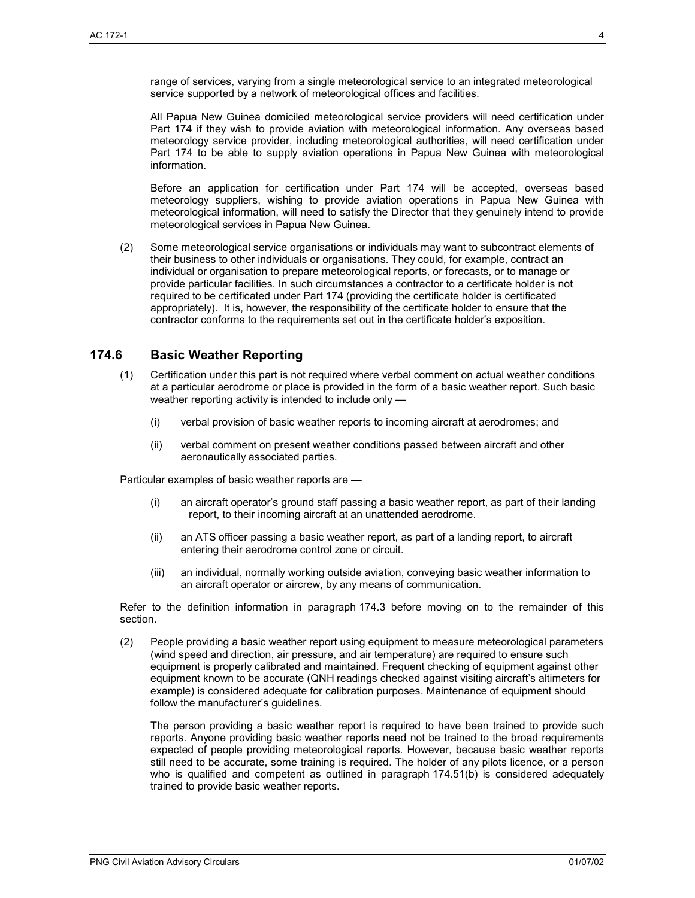range of services, varying from a single meteorological service to an integrated meteorological service supported by a network of meteorological offices and facilities.

All Papua New Guinea domiciled meteorological service providers will need certification under Part 174 if they wish to provide aviation with meteorological information. Any overseas based meteorology service provider, including meteorological authorities, will need certification under Part 174 to be able to supply aviation operations in Papua New Guinea with meteorological information.

Before an application for certification under Part 174 will be accepted, overseas based meteorology suppliers, wishing to provide aviation operations in Papua New Guinea with meteorological information, will need to satisfy the Director that they genuinely intend to provide meteorological services in Papua New Guinea.

(2) Some meteorological service organisations or individuals may want to subcontract elements of their business to other individuals or organisations. They could, for example, contract an individual or organisation to prepare meteorological reports, or forecasts, or to manage or provide particular facilities. In such circumstances a contractor to a certificate holder is not required to be certificated under Part 174 (providing the certificate holder is certificated appropriately). It is, however, the responsibility of the certificate holder to ensure that the contractor conforms to the requirements set out in the certificate holder's exposition.

## 174.6 Basic Weather Reporting

(1) Certification under this part is not required where verbal comment on actual weather conditions at a particular aerodrome or place is provided in the form of a basic weather report. Such basic weather reporting activity is intended to include only —

  (i) verbal provision of basic weather reports to incoming aircraft at aerodromes; and

  (ii) verbal comment on present weather conditions passed between aircraft and other aeronautically associated parties.

Particular examples of basic weather reports are —

  (i) an aircraft operator's ground staff passing a basic weather report, as part of their landing report, to their incoming aircraft at an unattended aerodrome.

  (ii) an ATS officer passing a basic weather report, as part of a landing report, to aircraft entering their aerodrome control zone or circuit.

  (iii) an individual, normally working outside aviation, conveying basic weather information to an aircraft operator or aircrew, by any means of communication.

Refer to the definition information in paragraph 174.3 before moving on to the remainder of this section.

(2) People providing a basic weather report using equipment to measure meteorological parameters (wind speed and direction, air pressure, and air temperature) are required to ensure such equipment is properly calibrated and maintained. Frequent checking of equipment against other equipment known to be accurate (QNH readings checked against visiting aircraft's altimeters for example) is considered adequate for calibration purposes. Maintenance of equipment should follow the manufacturer's guidelines.

The person providing a basic weather report is required to have been trained to provide such reports. Anyone providing basic weather reports need not be trained to the broad requirements expected of people providing meteorological reports. However, because basic weather reports still need to be accurate, some training is required. The holder of any pilots licence, or a person who is qualified and competent as outlined in paragraph 174.51(b) is considered adequately trained to provide basic weather reports.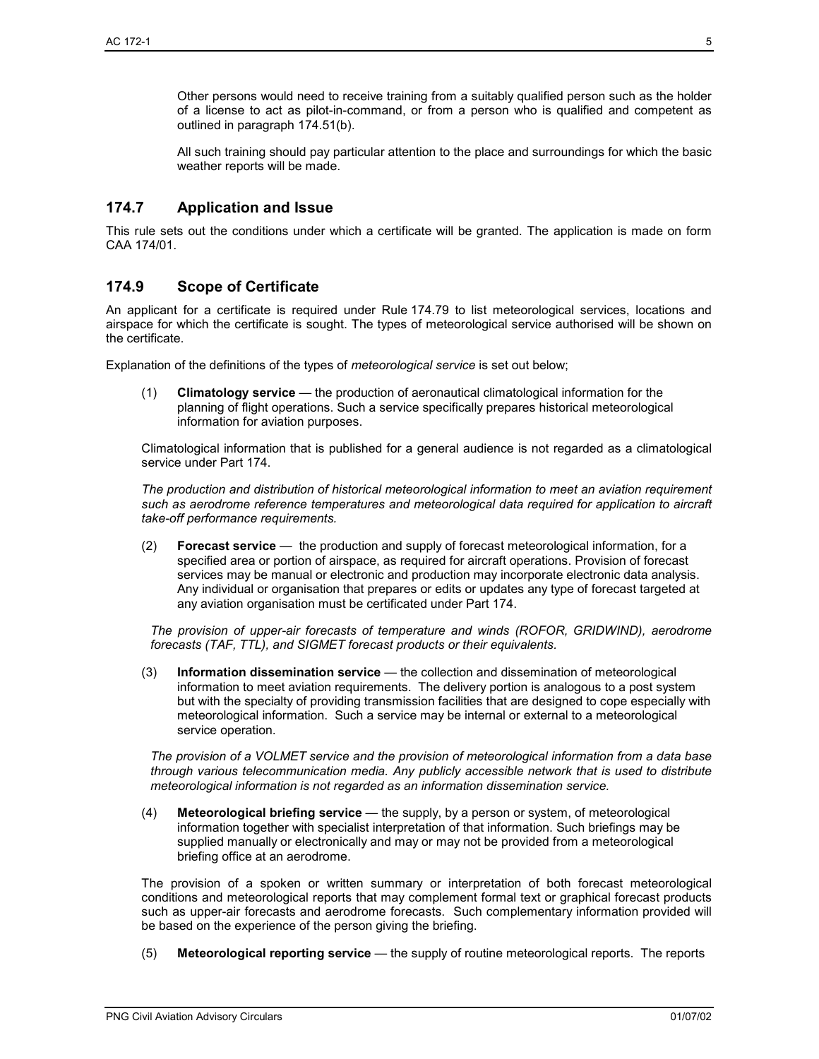Other persons would need to receive training from a suitably qualified person such as the holder of a license to act as pilot-in-command, or from a person who is qualified and competent as outlined in paragraph 174.51(b).

All such training should pay particular attention to the place and surroundings for which the basic weather reports will be made.

## 174.7 Application and Issue

This rule sets out the conditions under which a certificate will be granted. The application is made on form CAA 174/01.

## 174.9 Scope of Certificate

An applicant for a certificate is required under Rule 174.79 to list meteorological services, locations and airspace for which the certificate is sought. The types of meteorological service authorised will be shown on the certificate.

Explanation of the definitions of the types of *meteorological service* is set out below;

(1) **Climatology service** — the production of aeronautical climatological information for the planning of flight operations. Such a service specifically prepares historical meteorological information for aviation purposes.

Climatological information that is published for a general audience is not regarded as a climatological service under Part 174.

*The production and distribution of historical meteorological information to meet an aviation requirement such as aerodrome reference temperatures and meteorological data required for application to aircraft take-off performance requirements.*

(2) **Forecast service** — the production and supply of forecast meteorological information, for a specified area or portion of airspace, as required for aircraft operations. Provision of forecast services may be manual or electronic and production may incorporate electronic data analysis. Any individual or organisation that prepares or edits or updates any type of forecast targeted at any aviation organisation must be certificated under Part 174.

*The provision of upper-air forecasts of temperature and winds (ROFOR, GRIDWIND), aerodrome forecasts (TAF, TTL), and SIGMET forecast products or their equivalents.*

(3) **Information dissemination service** — the collection and dissemination of meteorological information to meet aviation requirements. The delivery portion is analogous to a post system but with the specialty of providing transmission facilities that are designed to cope especially with meteorological information. Such a service may be internal or external to a meteorological service operation.

*The provision of a VOLMET service and the provision of meteorological information from a data base through various telecommunication media. Any publicly accessible network that is used to distribute meteorological information is not regarded as an information dissemination service.*

(4) **Meteorological briefing service** — the supply, by a person or system, of meteorological information together with specialist interpretation of that information. Such briefings may be supplied manually or electronically and may or may not be provided from a meteorological briefing office at an aerodrome.

The provision of a spoken or written summary or interpretation of both forecast meteorological conditions and meteorological reports that may complement formal text or graphical forecast products such as upper-air forecasts and aerodrome forecasts. Such complementary information provided will be based on the experience of the person giving the briefing.

(5) **Meteorological reporting service** — the supply of routine meteorological reports. The reports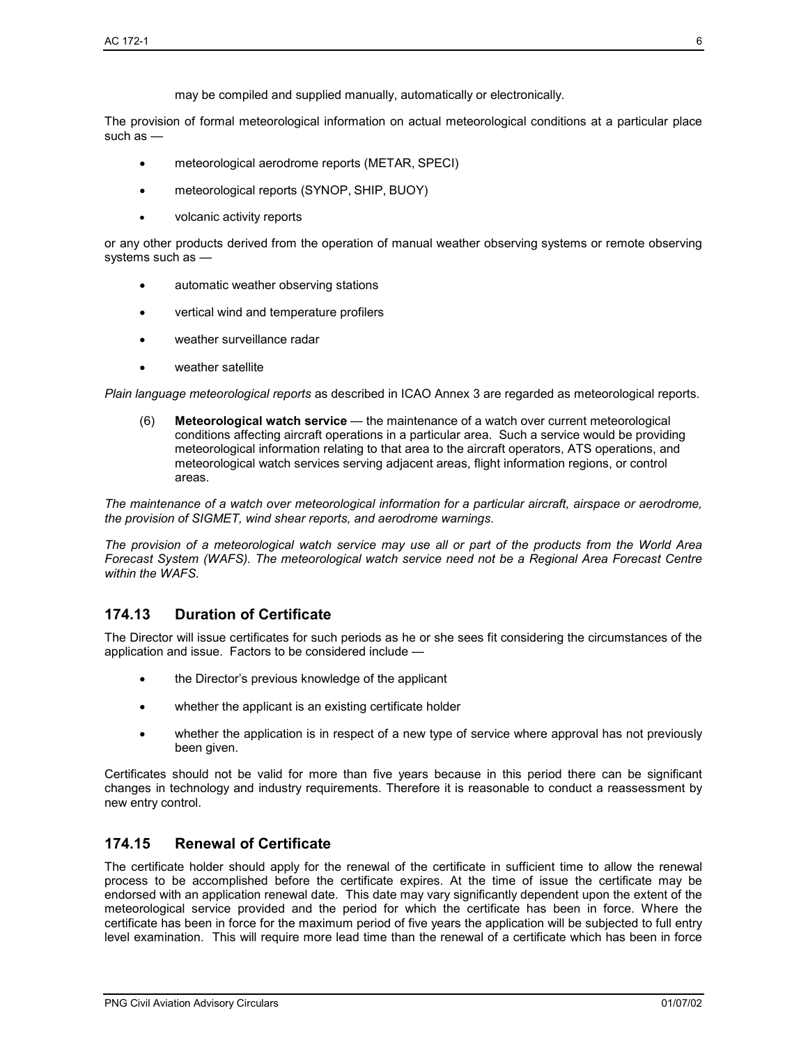may be compiled and supplied manually, automatically or electronically.

The provision of formal meteorological information on actual meteorological conditions at a particular place such as —

- meteorological aerodrome reports (METAR, SPECI)
- meteorological reports (SYNOP, SHIP, BUOY)
- volcanic activity reports

or any other products derived from the operation of manual weather observing systems or remote observing systems such as —

- automatic weather observing stations
- vertical wind and temperature profilers
- weather surveillance radar
- weather satellite

*Plain language meteorological reports* as described in ICAO Annex 3 are regarded as meteorological reports.

(6) **Meteorological watch service** — the maintenance of a watch over current meteorological conditions affecting aircraft operations in a particular area. Such a service would be providing meteorological information relating to that area to the aircraft operators, ATS operations, and meteorological watch services serving adjacent areas, flight information regions, or control areas.

*The maintenance of a watch over meteorological information for a particular aircraft, airspace or aerodrome, the provision of SIGMET, wind shear reports, and aerodrome warnings.*

*The provision of a meteorological watch service may use all or part of the products from the World Area Forecast System (WAFS). The meteorological watch service need not be a Regional Area Forecast Centre within the WAFS.*

## 174.13 Duration of Certificate

The Director will issue certificates for such periods as he or she sees fit considering the circumstances of the application and issue. Factors to be considered include —

- the Director's previous knowledge of the applicant
- whether the applicant is an existing certificate holder
- whether the application is in respect of a new type of service where approval has not previously been given.

Certificates should not be valid for more than five years because in this period there can be significant changes in technology and industry requirements. Therefore it is reasonable to conduct a reassessment by new entry control.

## 174.15 Renewal of Certificate

The certificate holder should apply for the renewal of the certificate in sufficient time to allow the renewal process to be accomplished before the certificate expires. At the time of issue the certificate may be endorsed with an application renewal date. This date may vary significantly dependent upon the extent of the meteorological service provided and the period for which the certificate has been in force. Where the certificate has been in force for the maximum period of five years the application will be subjected to full entry level examination. This will require more lead time than the renewal of a certificate which has been in force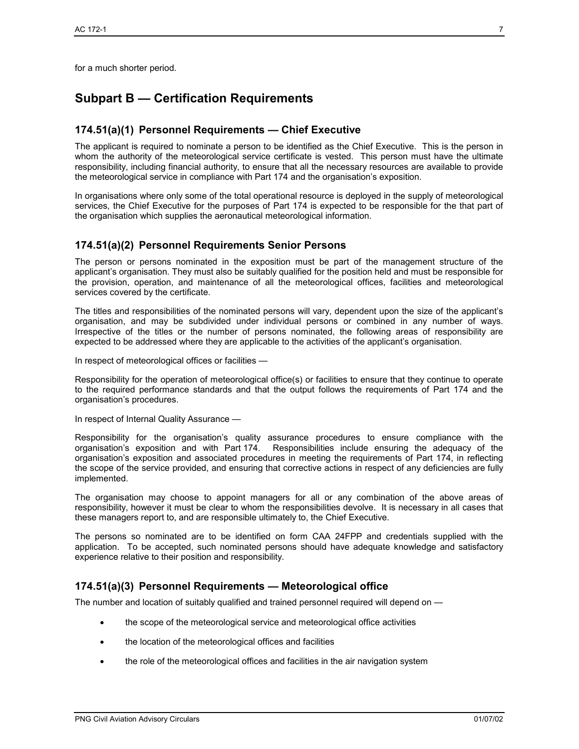for a much shorter period.

# Subpart B — Certification Requirements

## 174.51(a)(1) Personnel Requirements — Chief Executive

The applicant is required to nominate a person to be identified as the Chief Executive. This is the person in whom the authority of the meteorological service certificate is vested. This person must have the ultimate responsibility, including financial authority, to ensure that all the necessary resources are available to provide the meteorological service in compliance with Part 174 and the organisation's exposition.

In organisations where only some of the total operational resource is deployed in the supply of meteorological services, the Chief Executive for the purposes of Part 174 is expected to be responsible for the that part of the organisation which supplies the aeronautical meteorological information.

## 174.51(a)(2) Personnel Requirements Senior Persons

The person or persons nominated in the exposition must be part of the management structure of the applicant's organisation. They must also be suitably qualified for the position held and must be responsible for the provision, operation, and maintenance of all the meteorological offices, facilities and meteorological services covered by the certificate.

The titles and responsibilities of the nominated persons will vary, dependent upon the size of the applicant's organisation, and may be subdivided under individual persons or combined in any number of ways. Irrespective of the titles or the number of persons nominated, the following areas of responsibility are expected to be addressed where they are applicable to the activities of the applicant's organisation.

In respect of meteorological offices or facilities —

Responsibility for the operation of meteorological office(s) or facilities to ensure that they continue to operate to the required performance standards and that the output follows the requirements of Part 174 and the organisation's procedures.

In respect of Internal Quality Assurance —

Responsibility for the organisation's quality assurance procedures to ensure compliance with the organisation's exposition and with Part 174. Responsibilities include ensuring the adequacy of the organisation's exposition and associated procedures in meeting the requirements of Part 174, in reflecting the scope of the service provided, and ensuring that corrective actions in respect of any deficiencies are fully implemented.

The organisation may choose to appoint managers for all or any combination of the above areas of responsibility, however it must be clear to whom the responsibilities devolve. It is necessary in all cases that these managers report to, and are responsible ultimately to, the Chief Executive.

The persons so nominated are to be identified on form CAA 24FPP and credentials supplied with the application. To be accepted, such nominated persons should have adequate knowledge and satisfactory experience relative to their position and responsibility.

## 174.51(a)(3) Personnel Requirements — Meteorological office

The number and location of suitably qualified and trained personnel required will depend on —

- the scope of the meteorological service and meteorological office activities
- the location of the meteorological offices and facilities
- the role of the meteorological offices and facilities in the air navigation system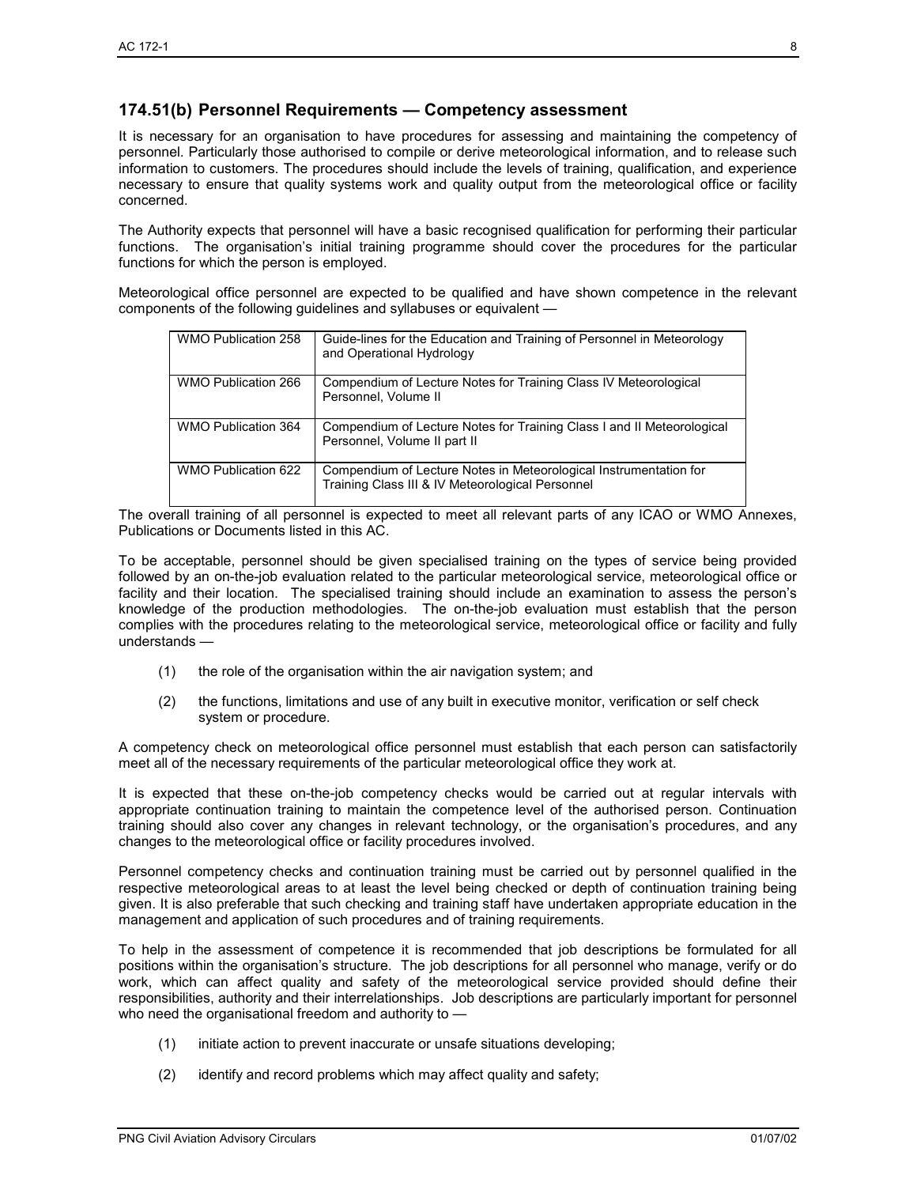## 174.51(b) Personnel Requirements — Competency assessment

It is necessary for an organisation to have procedures for assessing and maintaining the competency of personnel. Particularly those authorised to compile or derive meteorological information, and to release such information to customers. The procedures should include the levels of training, qualification, and experience necessary to ensure that quality systems work and quality output from the meteorological office or facility concerned.

The Authority expects that personnel will have a basic recognised qualification for performing their particular functions. The organisation's initial training programme should cover the procedures for the particular functions for which the person is employed.

Meteorological office personnel are expected to be qualified and have shown competence in the relevant components of the following guidelines and syllabuses or equivalent —

| | |
|---|---|
| WMO Publication 258 | Guide-lines for the Education and Training of Personnel in Meteorology and Operational Hydrology |
| WMO Publication 266 | Compendium of Lecture Notes for Training Class IV Meteorological Personnel, Volume II |
| WMO Publication 364 | Compendium of Lecture Notes for Training Class I and II Meteorological Personnel, Volume II part II |
| WMO Publication 622 | Compendium of Lecture Notes in Meteorological Instrumentation for Training Class III & IV Meteorological Personnel |

The overall training of all personnel is expected to meet all relevant parts of any ICAO or WMO Annexes, Publications or Documents listed in this AC.

To be acceptable, personnel should be given specialised training on the types of service being provided followed by an on-the-job evaluation related to the particular meteorological service, meteorological office or facility and their location. The specialised training should include an examination to assess the person's knowledge of the production methodologies. The on-the-job evaluation must establish that the person complies with the procedures relating to the meteorological service, meteorological office or facility and fully understands —

(1) the role of the organisation within the air navigation system; and

(2) the functions, limitations and use of any built in executive monitor, verification or self check system or procedure.

A competency check on meteorological office personnel must establish that each person can satisfactorily meet all of the necessary requirements of the particular meteorological office they work at.

It is expected that these on-the-job competency checks would be carried out at regular intervals with appropriate continuation training to maintain the competence level of the authorised person. Continuation training should also cover any changes in relevant technology, or the organisation's procedures, and any changes to the meteorological office or facility procedures involved.

Personnel competency checks and continuation training must be carried out by personnel qualified in the respective meteorological areas to at least the level being checked or depth of continuation training being given. It is also preferable that such checking and training staff have undertaken appropriate education in the management and application of such procedures and of training requirements.

To help in the assessment of competence it is recommended that job descriptions be formulated for all positions within the organisation's structure. The job descriptions for all personnel who manage, verify or do work, which can affect quality and safety of the meteorological service provided should define their responsibilities, authority and their interrelationships. Job descriptions are particularly important for personnel who need the organisational freedom and authority to —

(1) initiate action to prevent inaccurate or unsafe situations developing;

(2) identify and record problems which may affect quality and safety;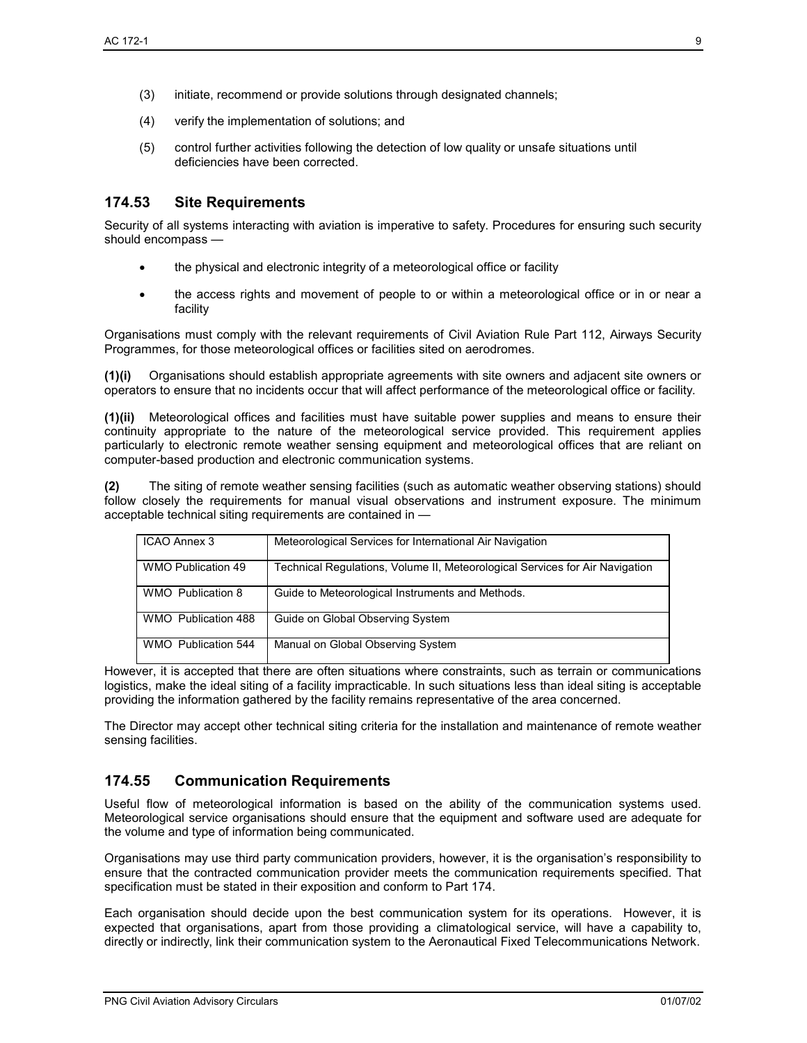(3) initiate, recommend or provide solutions through designated channels;

(4) verify the implementation of solutions; and

(5) control further activities following the detection of low quality or unsafe situations until deficiencies have been corrected.

## 174.53 Site Requirements

Security of all systems interacting with aviation is imperative to safety. Procedures for ensuring such security should encompass —

- the physical and electronic integrity of a meteorological office or facility
- the access rights and movement of people to or within a meteorological office or in or near a facility

Organisations must comply with the relevant requirements of Civil Aviation Rule Part 112, Airways Security Programmes, for those meteorological offices or facilities sited on aerodromes.

**(1)(i)** Organisations should establish appropriate agreements with site owners and adjacent site owners or operators to ensure that no incidents occur that will affect performance of the meteorological office or facility.

**(1)(ii)** Meteorological offices and facilities must have suitable power supplies and means to ensure their continuity appropriate to the nature of the meteorological service provided. This requirement applies particularly to electronic remote weather sensing equipment and meteorological offices that are reliant on computer-based production and electronic communication systems.

**(2)** The siting of remote weather sensing facilities (such as automatic weather observing stations) should follow closely the requirements for manual visual observations and instrument exposure. The minimum acceptable technical siting requirements are contained in —

| ICAO Annex 3 | Meteorological Services for International Air Navigation |
|---|---|
| WMO Publication 49 | Technical Regulations, Volume II, Meteorological Services for Air Navigation |
| WMO Publication 8 | Guide to Meteorological Instruments and Methods. |
| WMO Publication 488 | Guide on Global Observing System |
| WMO Publication 544 | Manual on Global Observing System |

However, it is accepted that there are often situations where constraints, such as terrain or communications logistics, make the ideal siting of a facility impracticable. In such situations less than ideal siting is acceptable providing the information gathered by the facility remains representative of the area concerned.

The Director may accept other technical siting criteria for the installation and maintenance of remote weather sensing facilities.

## 174.55 Communication Requirements

Useful flow of meteorological information is based on the ability of the communication systems used. Meteorological service organisations should ensure that the equipment and software used are adequate for the volume and type of information being communicated.

Organisations may use third party communication providers, however, it is the organisation's responsibility to ensure that the contracted communication provider meets the communication requirements specified. That specification must be stated in their exposition and conform to Part 174.

Each organisation should decide upon the best communication system for its operations. However, it is expected that organisations, apart from those providing a climatological service, will have a capability to, directly or indirectly, link their communication system to the Aeronautical Fixed Telecommunications Network.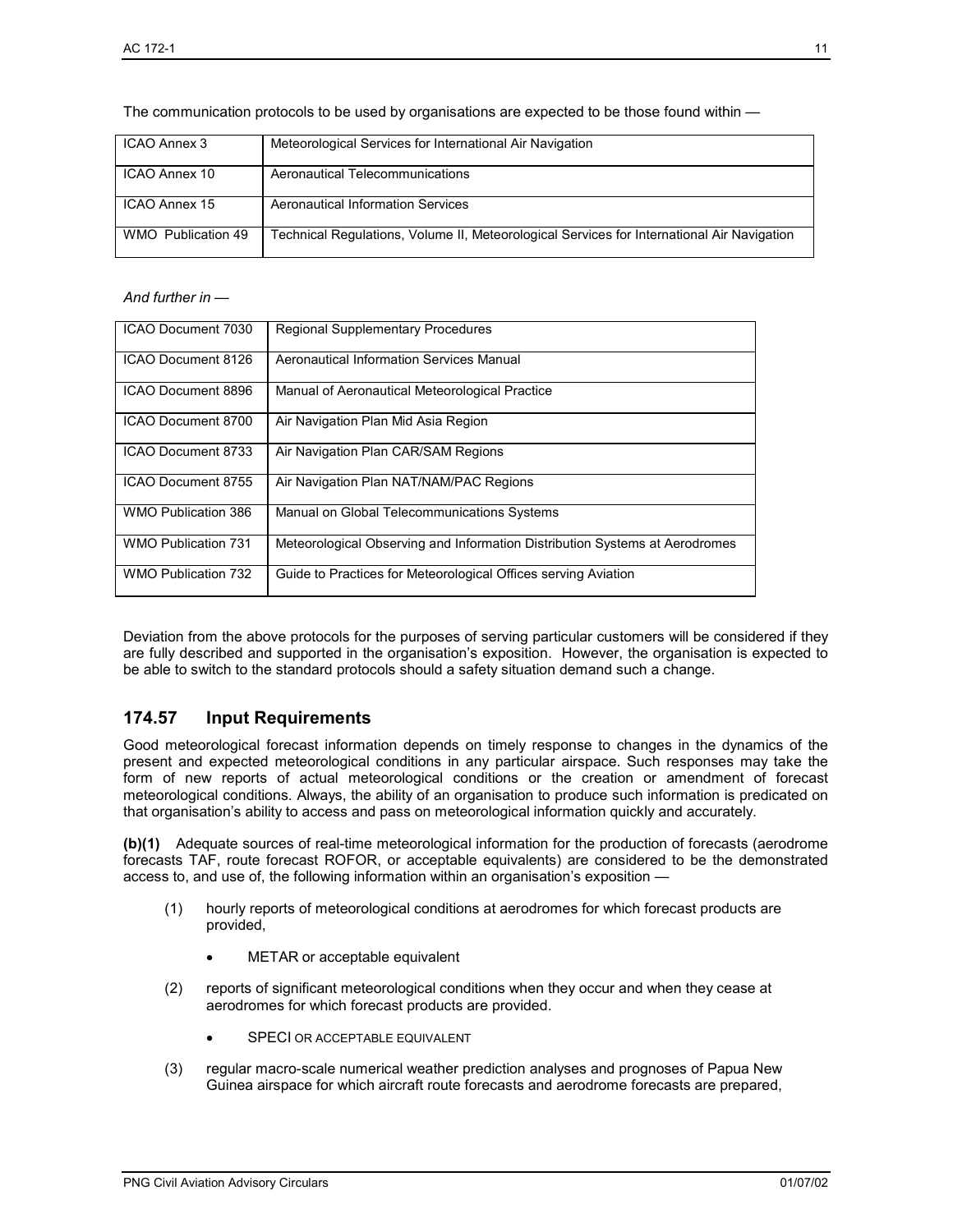The communication protocols to be used by organisations are expected to be those found within —

| | |
|---|---|
| ICAO Annex 3 | Meteorological Services for International Air Navigation |
| ICAO Annex 10 | Aeronautical Telecommunications |
| ICAO Annex 15 | Aeronautical Information Services |
| WMO Publication 49 | Technical Regulations, Volume II, Meteorological Services for International Air Navigation |

*And further in —*

| | |
|---|---|
| ICAO Document 7030 | Regional Supplementary Procedures |
| ICAO Document 8126 | Aeronautical Information Services Manual |
| ICAO Document 8896 | Manual of Aeronautical Meteorological Practice |
| ICAO Document 8700 | Air Navigation Plan Mid Asia Region |
| ICAO Document 8733 | Air Navigation Plan CAR/SAM Regions |
| ICAO Document 8755 | Air Navigation Plan NAT/NAM/PAC Regions |
| WMO Publication 386 | Manual on Global Telecommunications Systems |
| WMO Publication 731 | Meteorological Observing and Information Distribution Systems at Aerodromes |
| WMO Publication 732 | Guide to Practices for Meteorological Offices serving Aviation |

Deviation from the above protocols for the purposes of serving particular customers will be considered if they are fully described and supported in the organisation's exposition. However, the organisation is expected to be able to switch to the standard protocols should a safety situation demand such a change.

## 174.57 Input Requirements

Good meteorological forecast information depends on timely response to changes in the dynamics of the present and expected meteorological conditions in any particular airspace. Such responses may take the form of new reports of actual meteorological conditions or the creation or amendment of forecast meteorological conditions. Always, the ability of an organisation to produce such information is predicated on that organisation's ability to access and pass on meteorological information quickly and accurately.

**(b)(1)** Adequate sources of real-time meteorological information for the production of forecasts (aerodrome forecasts TAF, route forecast ROFOR, or acceptable equivalents) are considered to be the demonstrated access to, and use of, the following information within an organisation's exposition —

(1) hourly reports of meteorological conditions at aerodromes for which forecast products are provided,

- METAR or acceptable equivalent

(2) reports of significant meteorological conditions when they occur and when they cease at aerodromes for which forecast products are provided.

- SPECI OR ACCEPTABLE EQUIVALENT

(3) regular macro-scale numerical weather prediction analyses and prognoses of Papua New Guinea airspace for which aircraft route forecasts and aerodrome forecasts are prepared,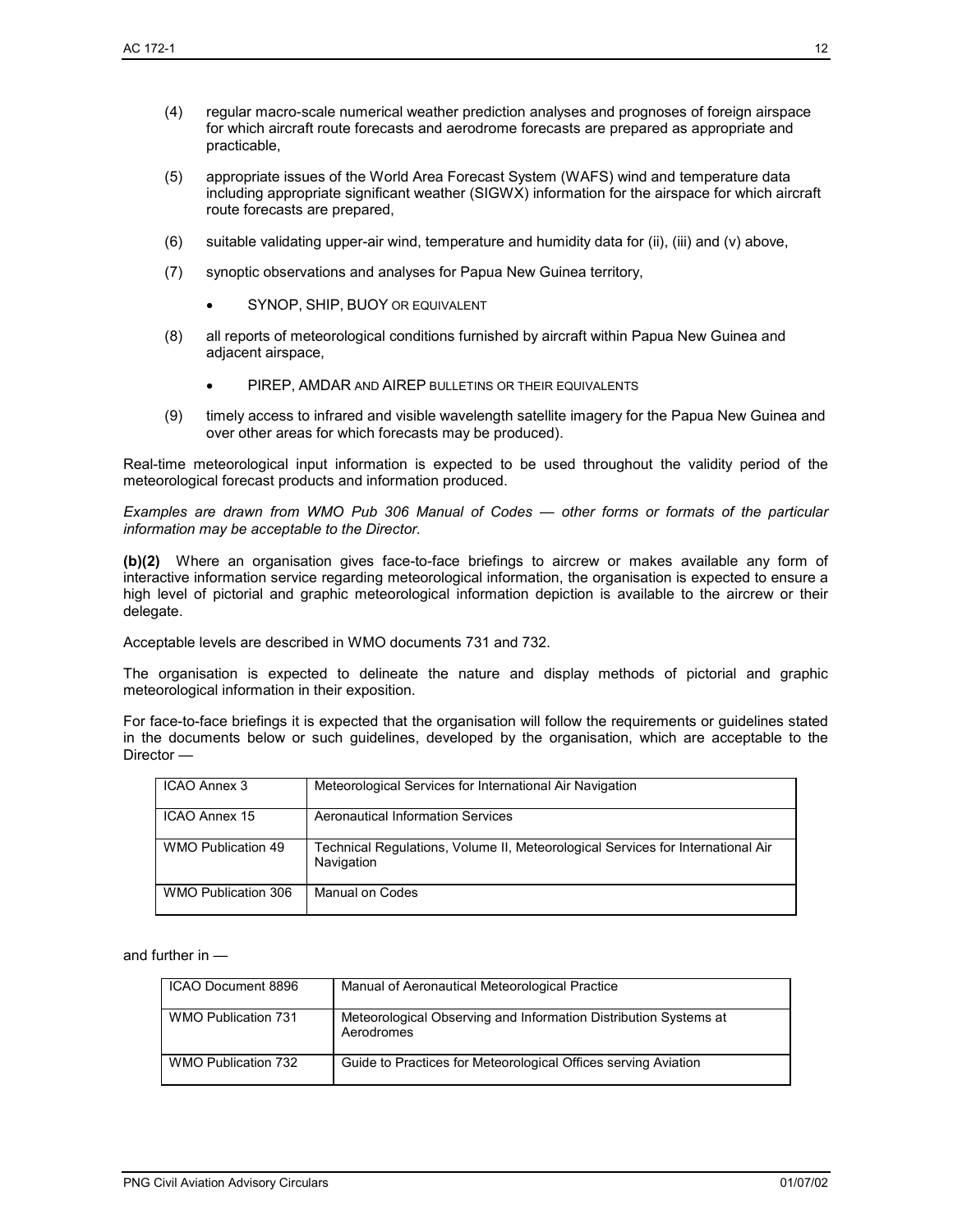(4) regular macro-scale numerical weather prediction analyses and prognoses of foreign airspace for which aircraft route forecasts and aerodrome forecasts are prepared as appropriate and practicable,

(5) appropriate issues of the World Area Forecast System (WAFS) wind and temperature data including appropriate significant weather (SIGWX) information for the airspace for which aircraft route forecasts are prepared,

(6) suitable validating upper-air wind, temperature and humidity data for (ii), (iii) and (v) above,

(7) synoptic observations and analyses for Papua New Guinea territory,

- SYNOP, SHIP, BUOY OR EQUIVALENT

(8) all reports of meteorological conditions furnished by aircraft within Papua New Guinea and adjacent airspace,

- PIREP, AMDAR AND AIREP BULLETINS OR THEIR EQUIVALENTS

(9) timely access to infrared and visible wavelength satellite imagery for the Papua New Guinea and over other areas for which forecasts may be produced).

Real-time meteorological input information is expected to be used throughout the validity period of the meteorological forecast products and information produced.

*Examples are drawn from WMO Pub 306 Manual of Codes — other forms or formats of the particular information may be acceptable to the Director.*

**(b)(2)** Where an organisation gives face-to-face briefings to aircrew or makes available any form of interactive information service regarding meteorological information, the organisation is expected to ensure a high level of pictorial and graphic meteorological information depiction is available to the aircrew or their delegate.

Acceptable levels are described in WMO documents 731 and 732.

The organisation is expected to delineate the nature and display methods of pictorial and graphic meteorological information in their exposition.

For face-to-face briefings it is expected that the organisation will follow the requirements or guidelines stated in the documents below or such guidelines, developed by the organisation, which are acceptable to the Director —

| | |
|---|---|
| ICAO Annex 3 | Meteorological Services for International Air Navigation |
| ICAO Annex 15 | Aeronautical Information Services |
| WMO Publication 49 | Technical Regulations, Volume II, Meteorological Services for International Air Navigation |
| WMO Publication 306 | Manual on Codes |

and further in —

| | |
|---|---|
| ICAO Document 8896 | Manual of Aeronautical Meteorological Practice |
| WMO Publication 731 | Meteorological Observing and Information Distribution Systems at Aerodromes |
| WMO Publication 732 | Guide to Practices for Meteorological Offices serving Aviation |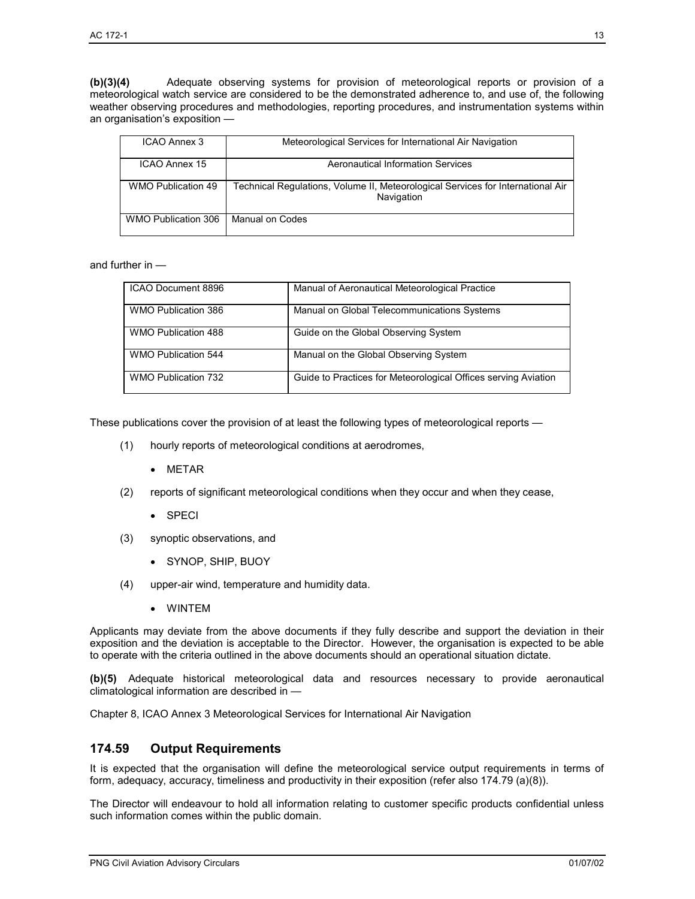**(b)(3)(4)** Adequate observing systems for provision of meteorological reports or provision of a meteorological watch service are considered to be the demonstrated adherence to, and use of, the following weather observing procedures and methodologies, reporting procedures, and instrumentation systems within an organisation's exposition —

| | |
|---|---|
| ICAO Annex 3 | Meteorological Services for International Air Navigation |
| ICAO Annex 15 | Aeronautical Information Services |
| WMO Publication 49 | Technical Regulations, Volume II, Meteorological Services for International Air Navigation |
| WMO Publication 306 | Manual on Codes |

and further in —

| | |
|---|---|
| ICAO Document 8896 | Manual of Aeronautical Meteorological Practice |
| WMO Publication 386 | Manual on Global Telecommunications Systems |
| WMO Publication 488 | Guide on the Global Observing System |
| WMO Publication 544 | Manual on the Global Observing System |
| WMO Publication 732 | Guide to Practices for Meteorological Offices serving Aviation |

These publications cover the provision of at least the following types of meteorological reports —

(1) hourly reports of meteorological conditions at aerodromes,

- METAR

(2) reports of significant meteorological conditions when they occur and when they cease,

- SPECI

(3) synoptic observations, and

- SYNOP, SHIP, BUOY

(4) upper-air wind, temperature and humidity data.

- WINTEM

Applicants may deviate from the above documents if they fully describe and support the deviation in their exposition and the deviation is acceptable to the Director. However, the organisation is expected to be able to operate with the criteria outlined in the above documents should an operational situation dictate.

**(b)(5)** Adequate historical meteorological data and resources necessary to provide aeronautical climatological information are described in —

Chapter 8, ICAO Annex 3 Meteorological Services for International Air Navigation

## 174.59 Output Requirements

It is expected that the organisation will define the meteorological service output requirements in terms of form, adequacy, accuracy, timeliness and productivity in their exposition (refer also 174.79 (a)(8)).

The Director will endeavour to hold all information relating to customer specific products confidential unless such information comes within the public domain.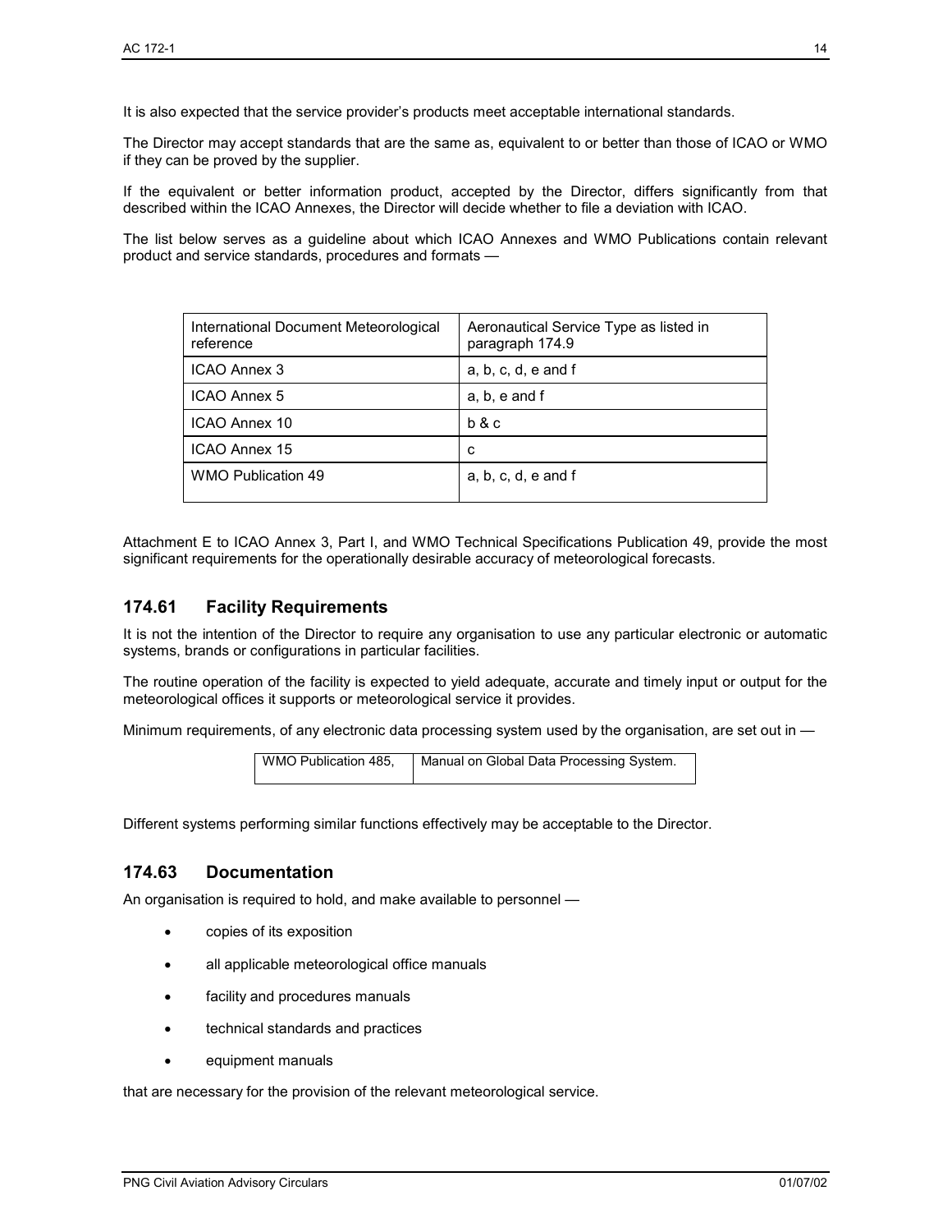It is also expected that the service provider's products meet acceptable international standards.

The Director may accept standards that are the same as, equivalent to or better than those of ICAO or WMO if they can be proved by the supplier.

If the equivalent or better information product, accepted by the Director, differs significantly from that described within the ICAO Annexes, the Director will decide whether to file a deviation with ICAO.

The list below serves as a guideline about which ICAO Annexes and WMO Publications contain relevant product and service standards, procedures and formats —

| International Document Meteorological reference | Aeronautical Service Type as listed in paragraph 174.9 |
|---|---|
| ICAO Annex 3 | a, b, c, d, e and f |
| ICAO Annex 5 | a, b, e and f |
| ICAO Annex 10 | b & c |
| ICAO Annex 15 | c |
| WMO Publication 49 | a, b, c, d, e and f |

Attachment E to ICAO Annex 3, Part I, and WMO Technical Specifications Publication 49, provide the most significant requirements for the operationally desirable accuracy of meteorological forecasts.

## 174.61 Facility Requirements

It is not the intention of the Director to require any organisation to use any particular electronic or automatic systems, brands or configurations in particular facilities.

The routine operation of the facility is expected to yield adequate, accurate and timely input or output for the meteorological offices it supports or meteorological service it provides.

Minimum requirements, of any electronic data processing system used by the organisation, are set out in —

| WMO Publication 485, | Manual on Global Data Processing System. |
|---|---|

Different systems performing similar functions effectively may be acceptable to the Director.

## 174.63 Documentation

An organisation is required to hold, and make available to personnel —

- copies of its exposition
- all applicable meteorological office manuals
- facility and procedures manuals
- technical standards and practices
- equipment manuals

that are necessary for the provision of the relevant meteorological service.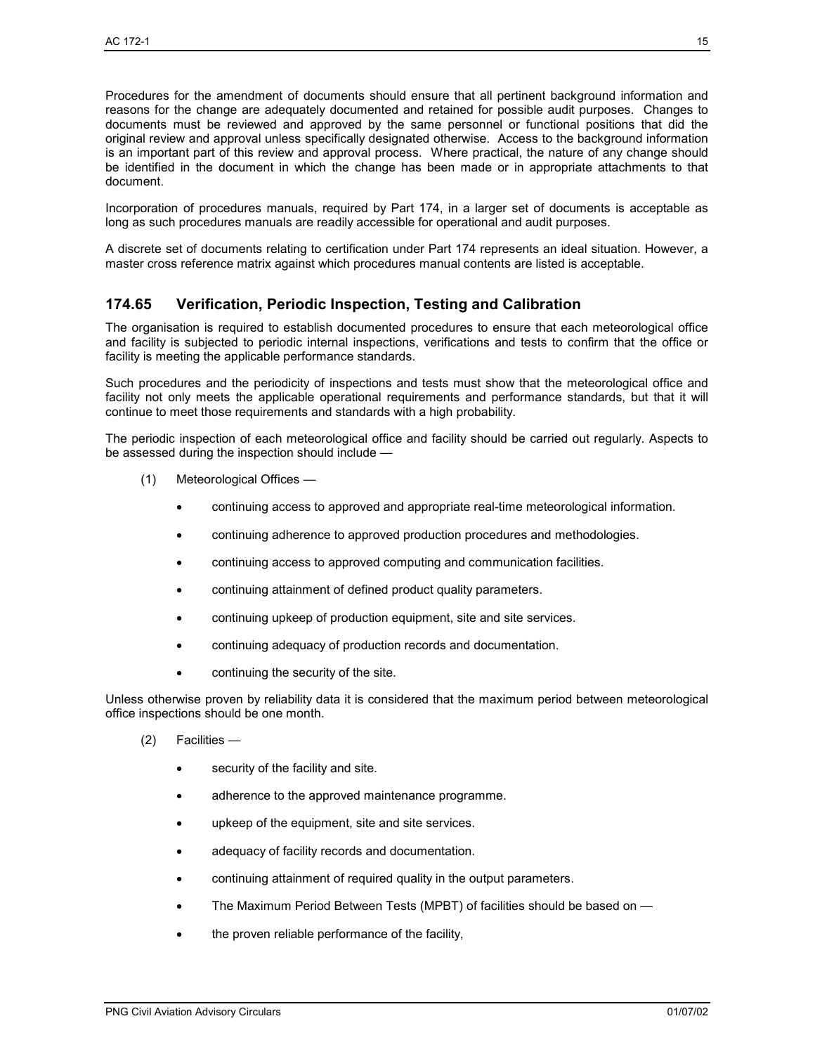Procedures for the amendment of documents should ensure that all pertinent background information and reasons for the change are adequately documented and retained for possible audit purposes. Changes to documents must be reviewed and approved by the same personnel or functional positions that did the original review and approval unless specifically designated otherwise. Access to the background information is an important part of this review and approval process. Where practical, the nature of any change should be identified in the document in which the change has been made or in appropriate attachments to that document.

Incorporation of procedures manuals, required by Part 174, in a larger set of documents is acceptable as long as such procedures manuals are readily accessible for operational and audit purposes.

A discrete set of documents relating to certification under Part 174 represents an ideal situation. However, a master cross reference matrix against which procedures manual contents are listed is acceptable.

## 174.65 Verification, Periodic Inspection, Testing and Calibration

The organisation is required to establish documented procedures to ensure that each meteorological office and facility is subjected to periodic internal inspections, verifications and tests to confirm that the office or facility is meeting the applicable performance standards.

Such procedures and the periodicity of inspections and tests must show that the meteorological office and facility not only meets the applicable operational requirements and performance standards, but that it will continue to meet those requirements and standards with a high probability.

The periodic inspection of each meteorological office and facility should be carried out regularly. Aspects to be assessed during the inspection should include —

(1) Meteorological Offices —

- continuing access to approved and appropriate real-time meteorological information.
- continuing adherence to approved production procedures and methodologies.
- continuing access to approved computing and communication facilities.
- continuing attainment of defined product quality parameters.
- continuing upkeep of production equipment, site and site services.
- continuing adequacy of production records and documentation.
- continuing the security of the site.

Unless otherwise proven by reliability data it is considered that the maximum period between meteorological office inspections should be one month.

(2) Facilities —

- security of the facility and site.
- adherence to the approved maintenance programme.
- upkeep of the equipment, site and site services.
- adequacy of facility records and documentation.
- continuing attainment of required quality in the output parameters.
- The Maximum Period Between Tests (MPBT) of facilities should be based on —
- the proven reliable performance of the facility,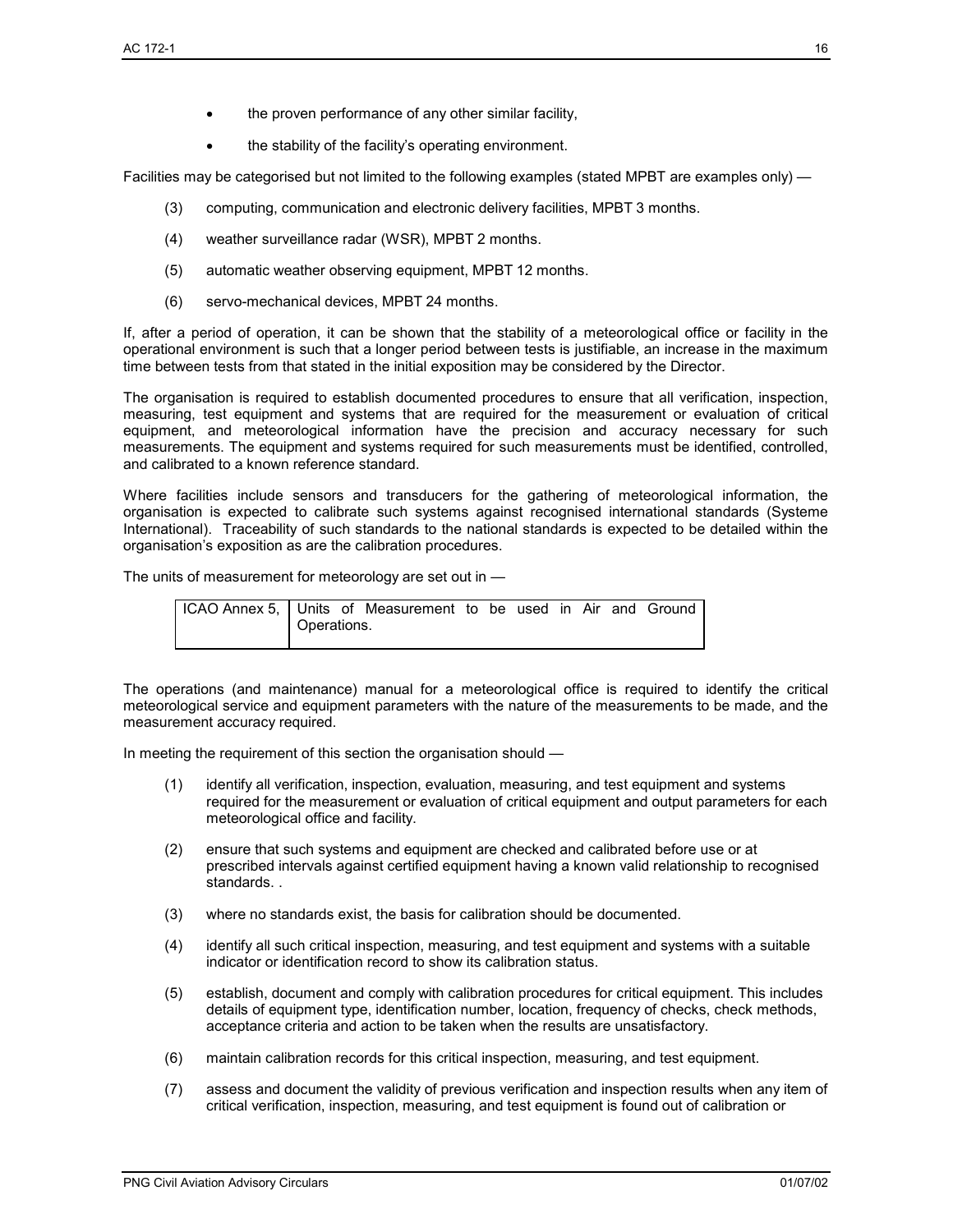- the proven performance of any other similar facility,
- the stability of the facility's operating environment.

Facilities may be categorised but not limited to the following examples (stated MPBT are examples only) —

(3) computing, communication and electronic delivery facilities, MPBT 3 months.

(4) weather surveillance radar (WSR), MPBT 2 months.

(5) automatic weather observing equipment, MPBT 12 months.

(6) servo-mechanical devices, MPBT 24 months.

If, after a period of operation, it can be shown that the stability of a meteorological office or facility in the operational environment is such that a longer period between tests is justifiable, an increase in the maximum time between tests from that stated in the initial exposition may be considered by the Director.

The organisation is required to establish documented procedures to ensure that all verification, inspection, measuring, test equipment and systems that are required for the measurement or evaluation of critical equipment, and meteorological information have the precision and accuracy necessary for such measurements. The equipment and systems required for such measurements must be identified, controlled, and calibrated to a known reference standard.

Where facilities include sensors and transducers for the gathering of meteorological information, the organisation is expected to calibrate such systems against recognised international standards (Systeme International). Traceability of such standards to the national standards is expected to be detailed within the organisation's exposition as are the calibration procedures.

The units of measurement for meteorology are set out in —

| ICAO Annex 5, | Units of Measurement to be used in Air and Ground Operations. |
|---|---|

The operations (and maintenance) manual for a meteorological office is required to identify the critical meteorological service and equipment parameters with the nature of the measurements to be made, and the measurement accuracy required.

In meeting the requirement of this section the organisation should —

(1) identify all verification, inspection, evaluation, measuring, and test equipment and systems required for the measurement or evaluation of critical equipment and output parameters for each meteorological office and facility.

(2) ensure that such systems and equipment are checked and calibrated before use or at prescribed intervals against certified equipment having a known valid relationship to recognised standards. .

(3) where no standards exist, the basis for calibration should be documented.

(4) identify all such critical inspection, measuring, and test equipment and systems with a suitable indicator or identification record to show its calibration status.

(5) establish, document and comply with calibration procedures for critical equipment. This includes details of equipment type, identification number, location, frequency of checks, check methods, acceptance criteria and action to be taken when the results are unsatisfactory.

(6) maintain calibration records for this critical inspection, measuring, and test equipment.

(7) assess and document the validity of previous verification and inspection results when any item of critical verification, inspection, measuring, and test equipment is found out of calibration or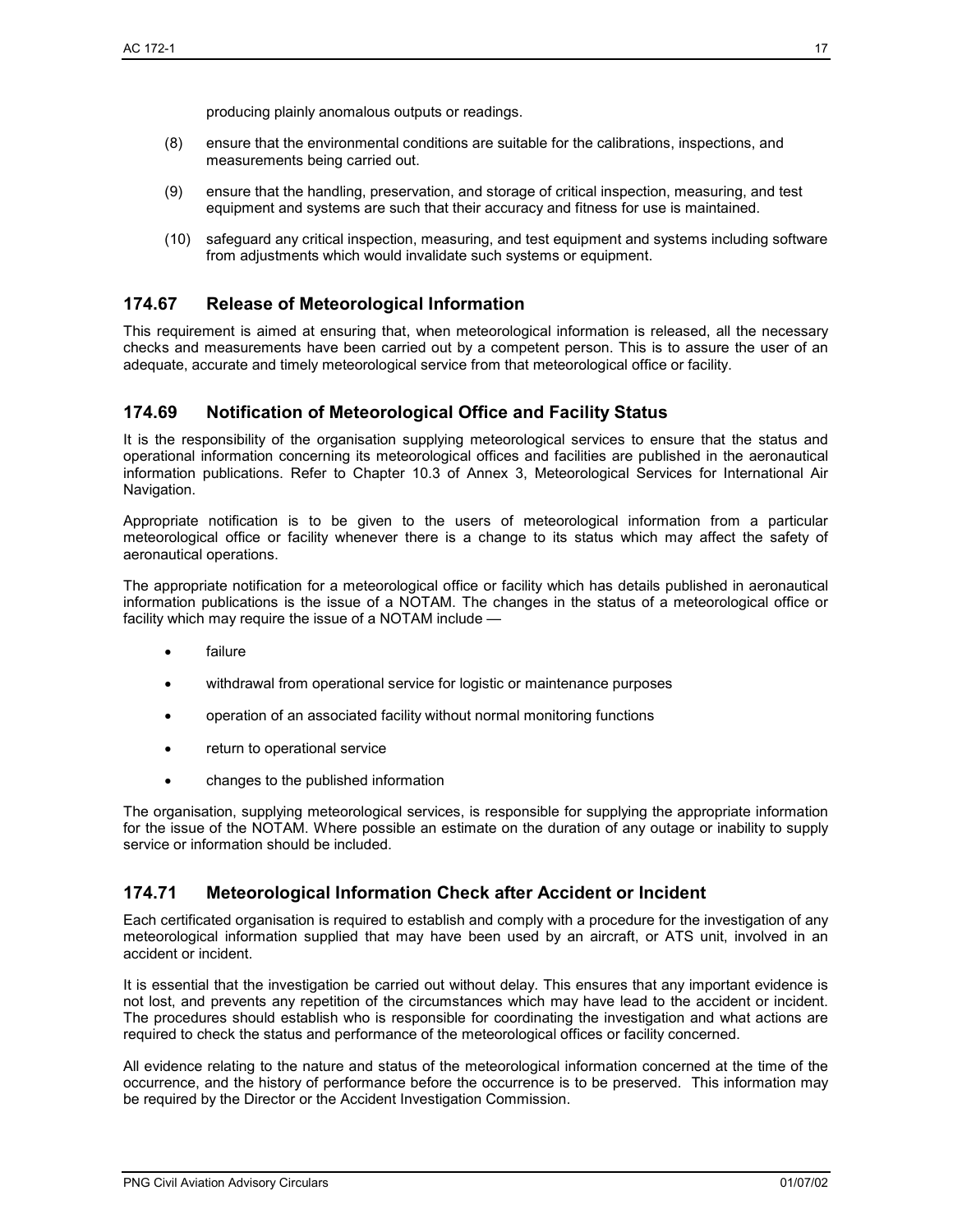producing plainly anomalous outputs or readings.

(8) ensure that the environmental conditions are suitable for the calibrations, inspections, and measurements being carried out.

(9) ensure that the handling, preservation, and storage of critical inspection, measuring, and test equipment and systems are such that their accuracy and fitness for use is maintained.

(10) safeguard any critical inspection, measuring, and test equipment and systems including software from adjustments which would invalidate such systems or equipment.

## 174.67 Release of Meteorological Information

This requirement is aimed at ensuring that, when meteorological information is released, all the necessary checks and measurements have been carried out by a competent person. This is to assure the user of an adequate, accurate and timely meteorological service from that meteorological office or facility.

## 174.69 Notification of Meteorological Office and Facility Status

It is the responsibility of the organisation supplying meteorological services to ensure that the status and operational information concerning its meteorological offices and facilities are published in the aeronautical information publications. Refer to Chapter 10.3 of Annex 3, Meteorological Services for International Air Navigation.

Appropriate notification is to be given to the users of meteorological information from a particular meteorological office or facility whenever there is a change to its status which may affect the safety of aeronautical operations.

The appropriate notification for a meteorological office or facility which has details published in aeronautical information publications is the issue of a NOTAM. The changes in the status of a meteorological office or facility which may require the issue of a NOTAM include —

- failure
- withdrawal from operational service for logistic or maintenance purposes
- operation of an associated facility without normal monitoring functions
- return to operational service
- changes to the published information

The organisation, supplying meteorological services, is responsible for supplying the appropriate information for the issue of the NOTAM. Where possible an estimate on the duration of any outage or inability to supply service or information should be included.

## 174.71 Meteorological Information Check after Accident or Incident

Each certificated organisation is required to establish and comply with a procedure for the investigation of any meteorological information supplied that may have been used by an aircraft, or ATS unit, involved in an accident or incident.

It is essential that the investigation be carried out without delay. This ensures that any important evidence is not lost, and prevents any repetition of the circumstances which may have lead to the accident or incident. The procedures should establish who is responsible for coordinating the investigation and what actions are required to check the status and performance of the meteorological offices or facility concerned.

All evidence relating to the nature and status of the meteorological information concerned at the time of the occurrence, and the history of performance before the occurrence is to be preserved. This information may be required by the Director or the Accident Investigation Commission.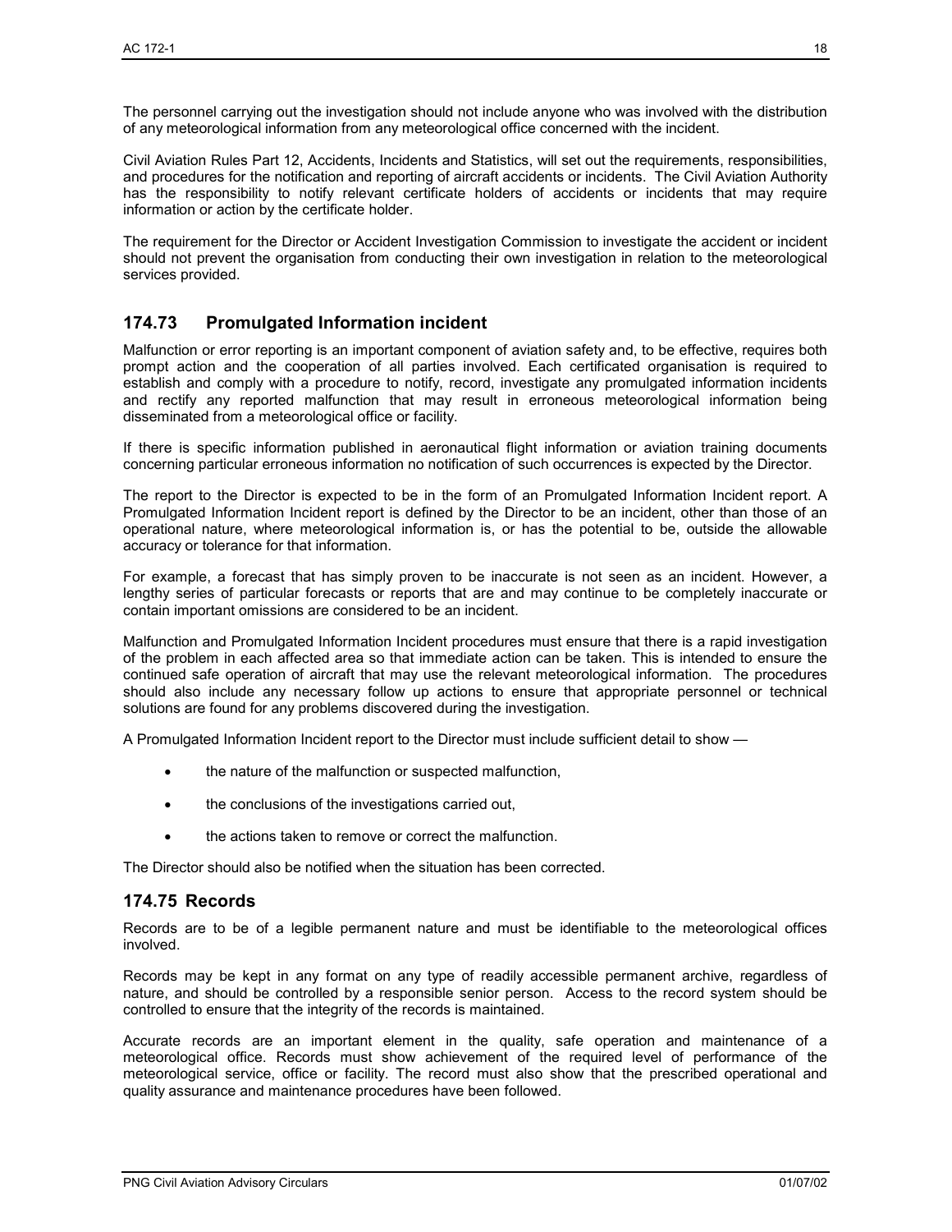The personnel carrying out the investigation should not include anyone who was involved with the distribution of any meteorological information from any meteorological office concerned with the incident.

Civil Aviation Rules Part 12, Accidents, Incidents and Statistics, will set out the requirements, responsibilities, and procedures for the notification and reporting of aircraft accidents or incidents. The Civil Aviation Authority has the responsibility to notify relevant certificate holders of accidents or incidents that may require information or action by the certificate holder.

The requirement for the Director or Accident Investigation Commission to investigate the accident or incident should not prevent the organisation from conducting their own investigation in relation to the meteorological services provided.

## 174.73 Promulgated Information incident

Malfunction or error reporting is an important component of aviation safety and, to be effective, requires both prompt action and the cooperation of all parties involved. Each certificated organisation is required to establish and comply with a procedure to notify, record, investigate any promulgated information incidents and rectify any reported malfunction that may result in erroneous meteorological information being disseminated from a meteorological office or facility.

If there is specific information published in aeronautical flight information or aviation training documents concerning particular erroneous information no notification of such occurrences is expected by the Director.

The report to the Director is expected to be in the form of an Promulgated Information Incident report. A Promulgated Information Incident report is defined by the Director to be an incident, other than those of an operational nature, where meteorological information is, or has the potential to be, outside the allowable accuracy or tolerance for that information.

For example, a forecast that has simply proven to be inaccurate is not seen as an incident. However, a lengthy series of particular forecasts or reports that are and may continue to be completely inaccurate or contain important omissions are considered to be an incident.

Malfunction and Promulgated Information Incident procedures must ensure that there is a rapid investigation of the problem in each affected area so that immediate action can be taken. This is intended to ensure the continued safe operation of aircraft that may use the relevant meteorological information. The procedures should also include any necessary follow up actions to ensure that appropriate personnel or technical solutions are found for any problems discovered during the investigation.

A Promulgated Information Incident report to the Director must include sufficient detail to show —

- the nature of the malfunction or suspected malfunction,
- the conclusions of the investigations carried out,
- the actions taken to remove or correct the malfunction.

The Director should also be notified when the situation has been corrected.

## 174.75 Records

Records are to be of a legible permanent nature and must be identifiable to the meteorological offices involved.

Records may be kept in any format on any type of readily accessible permanent archive, regardless of nature, and should be controlled by a responsible senior person. Access to the record system should be controlled to ensure that the integrity of the records is maintained.

Accurate records are an important element in the quality, safe operation and maintenance of a meteorological office. Records must show achievement of the required level of performance of the meteorological service, office or facility. The record must also show that the prescribed operational and quality assurance and maintenance procedures have been followed.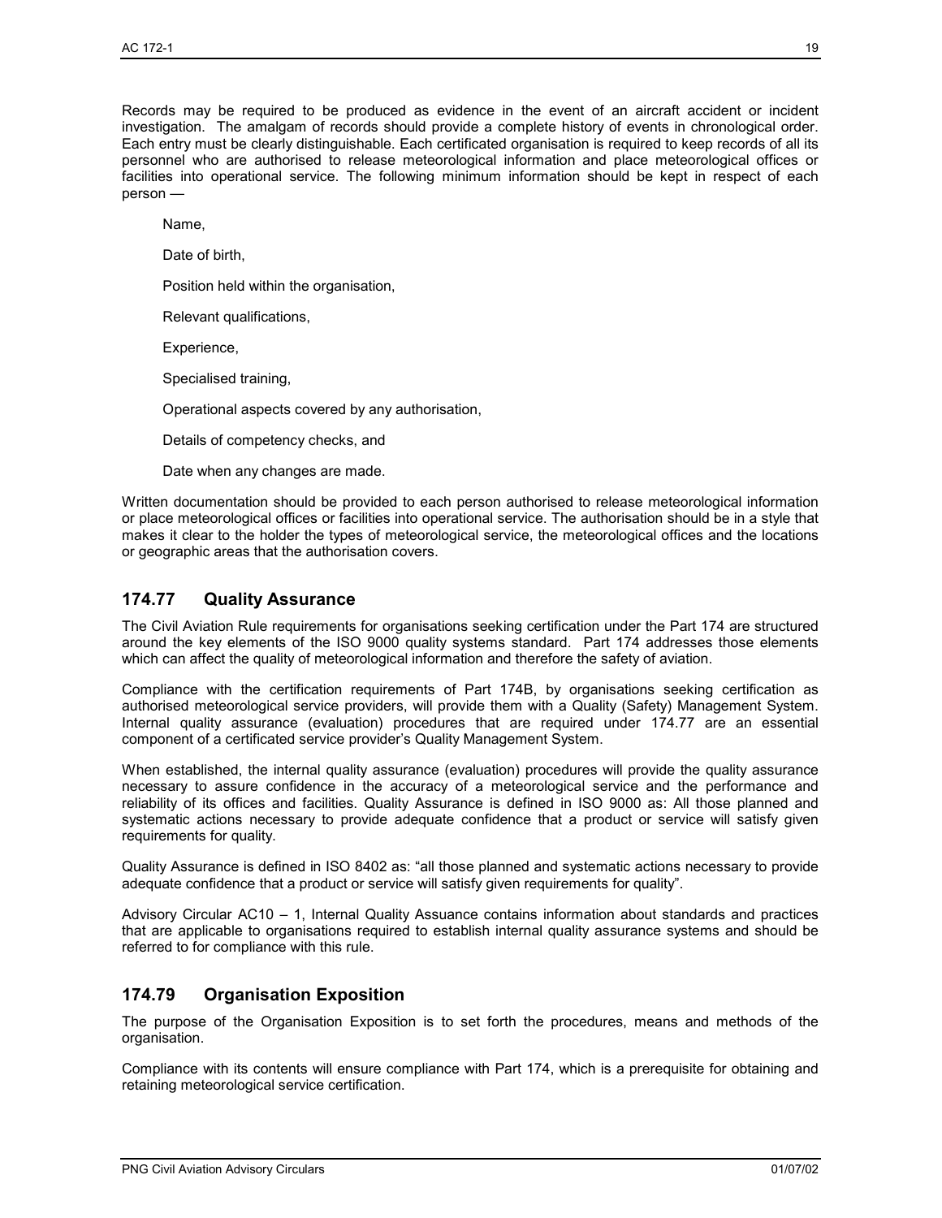Records may be required to be produced as evidence in the event of an aircraft accident or incident investigation. The amalgam of records should provide a complete history of events in chronological order. Each entry must be clearly distinguishable. Each certificated organisation is required to keep records of all its personnel who are authorised to release meteorological information and place meteorological offices or facilities into operational service. The following minimum information should be kept in respect of each person —

Name,

Date of birth,

Position held within the organisation,

Relevant qualifications,

Experience,

Specialised training,

Operational aspects covered by any authorisation,

Details of competency checks, and

Date when any changes are made.

Written documentation should be provided to each person authorised to release meteorological information or place meteorological offices or facilities into operational service. The authorisation should be in a style that makes it clear to the holder the types of meteorological service, the meteorological offices and the locations or geographic areas that the authorisation covers.

## 174.77 Quality Assurance

The Civil Aviation Rule requirements for organisations seeking certification under the Part 174 are structured around the key elements of the ISO 9000 quality systems standard. Part 174 addresses those elements which can affect the quality of meteorological information and therefore the safety of aviation.

Compliance with the certification requirements of Part 174B, by organisations seeking certification as authorised meteorological service providers, will provide them with a Quality (Safety) Management System. Internal quality assurance (evaluation) procedures that are required under 174.77 are an essential component of a certificated service provider's Quality Management System.

When established, the internal quality assurance (evaluation) procedures will provide the quality assurance necessary to assure confidence in the accuracy of a meteorological service and the performance and reliability of its offices and facilities. Quality Assurance is defined in ISO 9000 as: All those planned and systematic actions necessary to provide adequate confidence that a product or service will satisfy given requirements for quality.

Quality Assurance is defined in ISO 8402 as: "all those planned and systematic actions necessary to provide adequate confidence that a product or service will satisfy given requirements for quality".

Advisory Circular AC10 – 1, Internal Quality Assuance contains information about standards and practices that are applicable to organisations required to establish internal quality assurance systems and should be referred to for compliance with this rule.

## 174.79 Organisation Exposition

The purpose of the Organisation Exposition is to set forth the procedures, means and methods of the organisation.

Compliance with its contents will ensure compliance with Part 174, which is a prerequisite for obtaining and retaining meteorological service certification.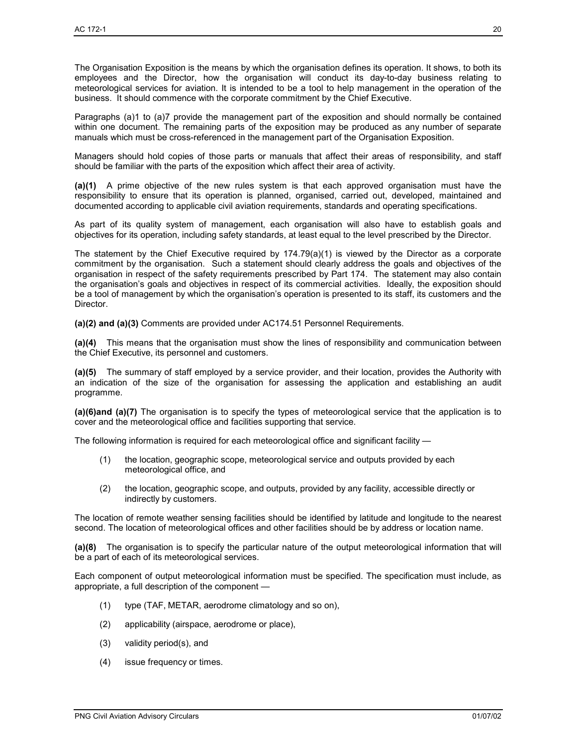The Organisation Exposition is the means by which the organisation defines its operation. It shows, to both its employees and the Director, how the organisation will conduct its day-to-day business relating to meteorological services for aviation. It is intended to be a tool to help management in the operation of the business. It should commence with the corporate commitment by the Chief Executive.

Paragraphs (a)1 to (a)7 provide the management part of the exposition and should normally be contained within one document. The remaining parts of the exposition may be produced as any number of separate manuals which must be cross-referenced in the management part of the Organisation Exposition.

Managers should hold copies of those parts or manuals that affect their areas of responsibility, and staff should be familiar with the parts of the exposition which affect their area of activity.

**(a)(1)** A prime objective of the new rules system is that each approved organisation must have the responsibility to ensure that its operation is planned, organised, carried out, developed, maintained and documented according to applicable civil aviation requirements, standards and operating specifications.

As part of its quality system of management, each organisation will also have to establish goals and objectives for its operation, including safety standards, at least equal to the level prescribed by the Director.

The statement by the Chief Executive required by 174.79(a)(1) is viewed by the Director as a corporate commitment by the organisation. Such a statement should clearly address the goals and objectives of the organisation in respect of the safety requirements prescribed by Part 174. The statement may also contain the organisation's goals and objectives in respect of its commercial activities. Ideally, the exposition should be a tool of management by which the organisation's operation is presented to its staff, its customers and the Director.

**(a)(2) and (a)(3)** Comments are provided under AC174.51 Personnel Requirements.

**(a)(4)** This means that the organisation must show the lines of responsibility and communication between the Chief Executive, its personnel and customers.

**(a)(5)** The summary of staff employed by a service provider, and their location, provides the Authority with an indication of the size of the organisation for assessing the application and establishing an audit programme.

**(a)(6)and (a)(7)** The organisation is to specify the types of meteorological service that the application is to cover and the meteorological office and facilities supporting that service.

The following information is required for each meteorological office and significant facility —

(1) the location, geographic scope, meteorological service and outputs provided by each meteorological office, and

(2) the location, geographic scope, and outputs, provided by any facility, accessible directly or indirectly by customers.

The location of remote weather sensing facilities should be identified by latitude and longitude to the nearest second. The location of meteorological offices and other facilities should be by address or location name.

**(a)(8)** The organisation is to specify the particular nature of the output meteorological information that will be a part of each of its meteorological services.

Each component of output meteorological information must be specified. The specification must include, as appropriate, a full description of the component —

(1) type (TAF, METAR, aerodrome climatology and so on),

(2) applicability (airspace, aerodrome or place),

(3) validity period(s), and

(4) issue frequency or times.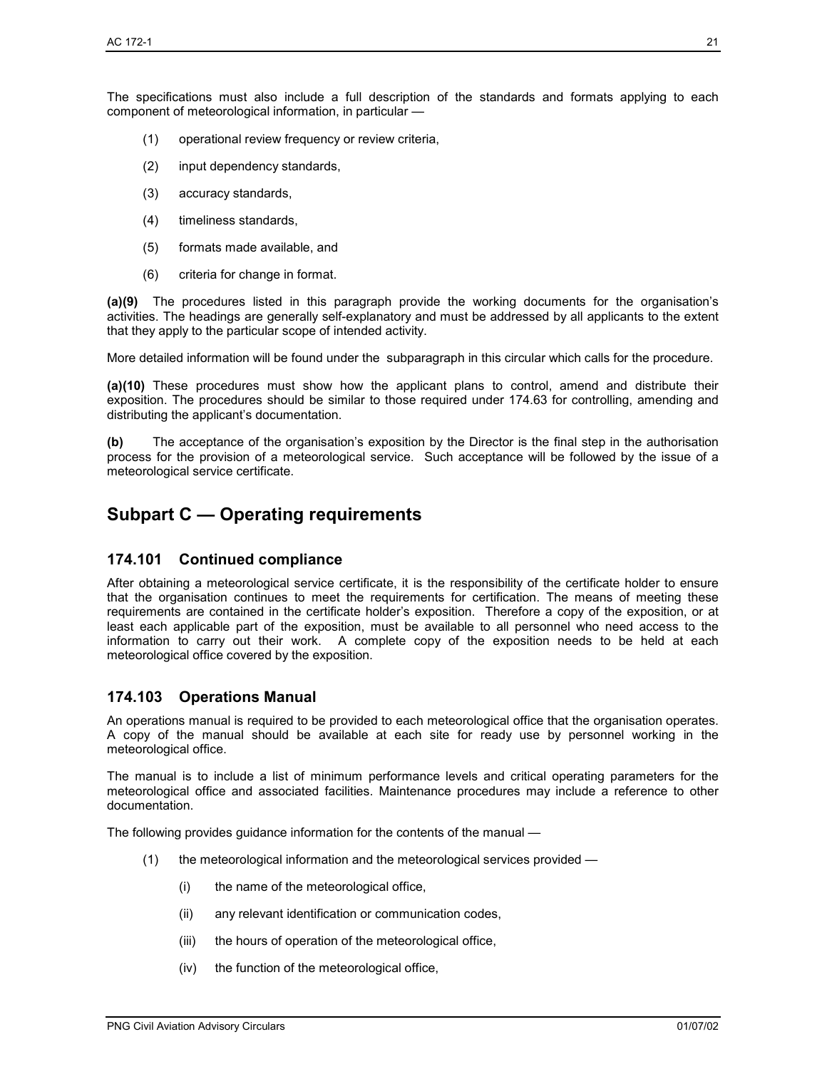The specifications must also include a full description of the standards and formats applying to each component of meteorological information, in particular —

(1) operational review frequency or review criteria,

(2) input dependency standards,

(3) accuracy standards,

(4) timeliness standards,

(5) formats made available, and

(6) criteria for change in format.

**(a)(9)** The procedures listed in this paragraph provide the working documents for the organisation's activities. The headings are generally self-explanatory and must be addressed by all applicants to the extent that they apply to the particular scope of intended activity.

More detailed information will be found under the subparagraph in this circular which calls for the procedure.

**(a)(10)** These procedures must show how the applicant plans to control, amend and distribute their exposition. The procedures should be similar to those required under 174.63 for controlling, amending and distributing the applicant's documentation.

**(b)** The acceptance of the organisation's exposition by the Director is the final step in the authorisation process for the provision of a meteorological service. Such acceptance will be followed by the issue of a meteorological service certificate.

# Subpart C — Operating requirements

## 174.101 Continued compliance

After obtaining a meteorological service certificate, it is the responsibility of the certificate holder to ensure that the organisation continues to meet the requirements for certification. The means of meeting these requirements are contained in the certificate holder's exposition. Therefore a copy of the exposition, or at least each applicable part of the exposition, must be available to all personnel who need access to the information to carry out their work. A complete copy of the exposition needs to be held at each meteorological office covered by the exposition.

## 174.103 Operations Manual

An operations manual is required to be provided to each meteorological office that the organisation operates. A copy of the manual should be available at each site for ready use by personnel working in the meteorological office.

The manual is to include a list of minimum performance levels and critical operating parameters for the meteorological office and associated facilities. Maintenance procedures may include a reference to other documentation.

The following provides guidance information for the contents of the manual —

(1) the meteorological information and the meteorological services provided —

   (i) the name of the meteorological office,

   (ii) any relevant identification or communication codes,

   (iii) the hours of operation of the meteorological office,

   (iv) the function of the meteorological office,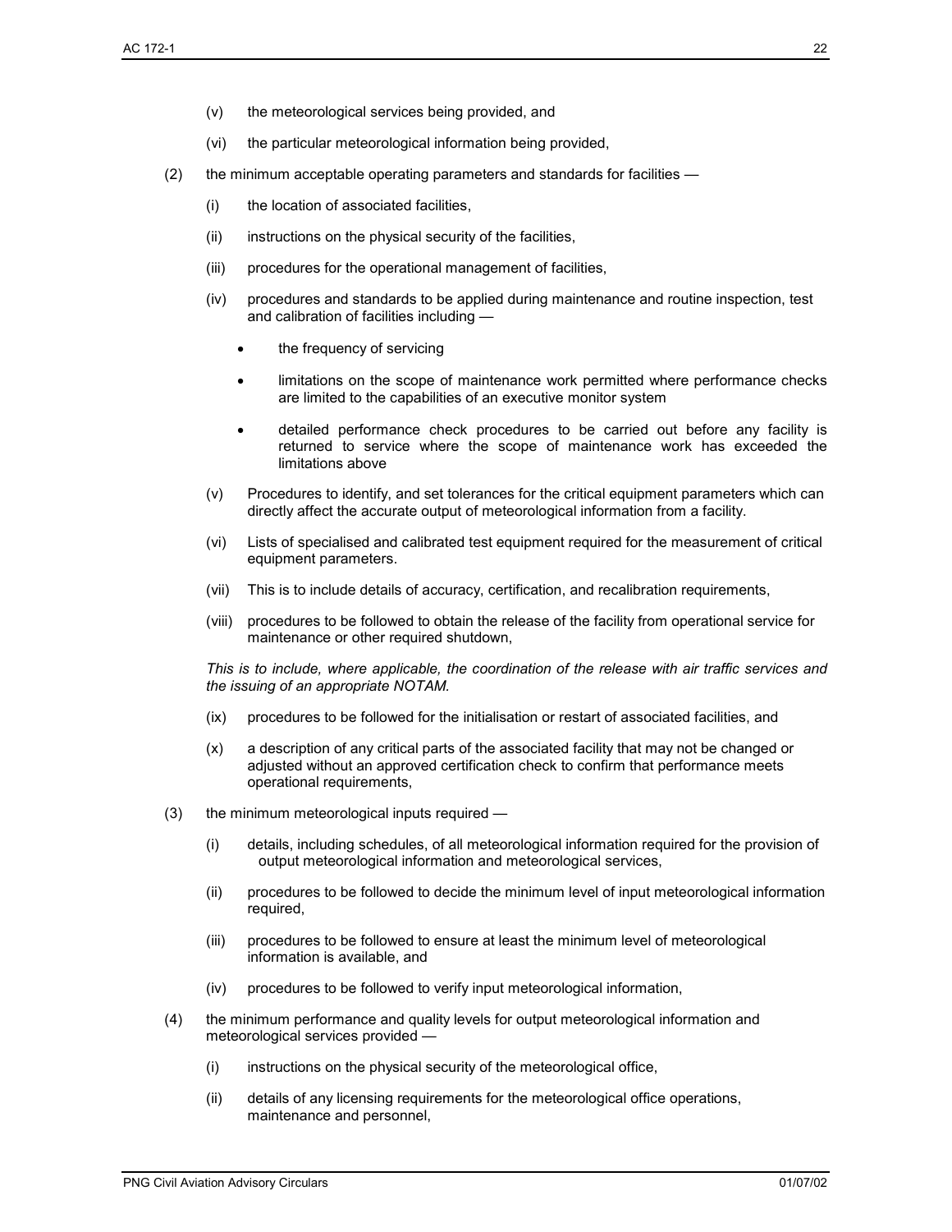- (v) the meteorological services being provided, and
- (vi) the particular meteorological information being provided,

(2) the minimum acceptable operating parameters and standards for facilities —

- (i) the location of associated facilities,
- (ii) instructions on the physical security of the facilities,
- (iii) procedures for the operational management of facilities,
- (iv) procedures and standards to be applied during maintenance and routine inspection, test and calibration of facilities including —
  - the frequency of servicing
  - limitations on the scope of maintenance work permitted where performance checks are limited to the capabilities of an executive monitor system
  - detailed performance check procedures to be carried out before any facility is returned to service where the scope of maintenance work has exceeded the limitations above
- (v) Procedures to identify, and set tolerances for the critical equipment parameters which can directly affect the accurate output of meteorological information from a facility.
- (vi) Lists of specialised and calibrated test equipment required for the measurement of critical equipment parameters.
- (vii) This is to include details of accuracy, certification, and recalibration requirements,
- (viii) procedures to be followed to obtain the release of the facility from operational service for maintenance or other required shutdown,

*This is to include, where applicable, the coordination of the release with air traffic services and the issuing of an appropriate NOTAM.*

- (ix) procedures to be followed for the initialisation or restart of associated facilities, and
- (x) a description of any critical parts of the associated facility that may not be changed or adjusted without an approved certification check to confirm that performance meets operational requirements,

(3) the minimum meteorological inputs required —

- (i) details, including schedules, of all meteorological information required for the provision of output meteorological information and meteorological services,
- (ii) procedures to be followed to decide the minimum level of input meteorological information required,
- (iii) procedures to be followed to ensure at least the minimum level of meteorological information is available, and
- (iv) procedures to be followed to verify input meteorological information,

(4) the minimum performance and quality levels for output meteorological information and meteorological services provided —

- (i) instructions on the physical security of the meteorological office,
- (ii) details of any licensing requirements for the meteorological office operations, maintenance and personnel,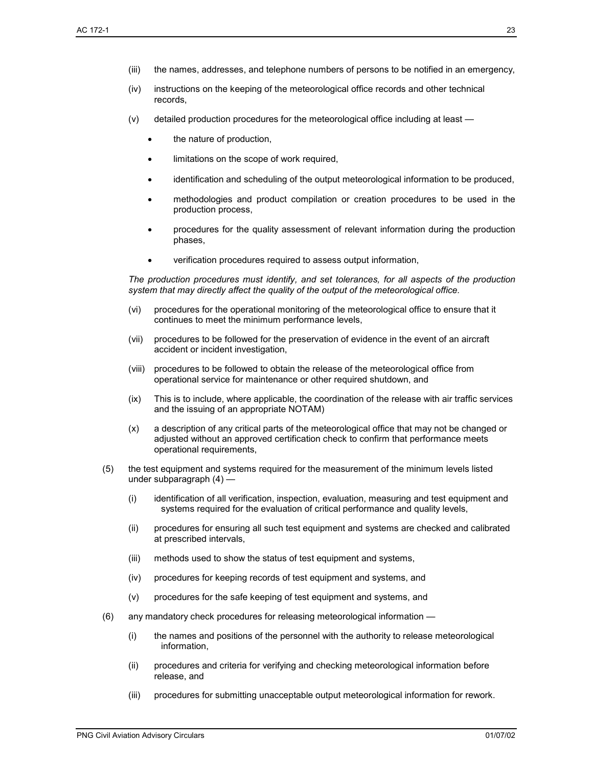(iii) the names, addresses, and telephone numbers of persons to be notified in an emergency,

(iv) instructions on the keeping of the meteorological office records and other technical records,

(v) detailed production procedures for the meteorological office including at least —

- the nature of production,
- limitations on the scope of work required,
- identification and scheduling of the output meteorological information to be produced,
- methodologies and product compilation or creation procedures to be used in the production process,
- procedures for the quality assessment of relevant information during the production phases,
- verification procedures required to assess output information,

*The production procedures must identify, and set tolerances, for all aspects of the production system that may directly affect the quality of the output of the meteorological office.*

(vi) procedures for the operational monitoring of the meteorological office to ensure that it continues to meet the minimum performance levels,

(vii) procedures to be followed for the preservation of evidence in the event of an aircraft accident or incident investigation,

(viii) procedures to be followed to obtain the release of the meteorological office from operational service for maintenance or other required shutdown, and

(ix) This is to include, where applicable, the coordination of the release with air traffic services and the issuing of an appropriate NOTAM)

(x) a description of any critical parts of the meteorological office that may not be changed or adjusted without an approved certification check to confirm that performance meets operational requirements,

(5) the test equipment and systems required for the measurement of the minimum levels listed under subparagraph (4) —

(i) identification of all verification, inspection, evaluation, measuring and test equipment and systems required for the evaluation of critical performance and quality levels,

(ii) procedures for ensuring all such test equipment and systems are checked and calibrated at prescribed intervals,

(iii) methods used to show the status of test equipment and systems,

(iv) procedures for keeping records of test equipment and systems, and

(v) procedures for the safe keeping of test equipment and systems, and

(6) any mandatory check procedures for releasing meteorological information —

(i) the names and positions of the personnel with the authority to release meteorological information,

(ii) procedures and criteria for verifying and checking meteorological information before release, and

(iii) procedures for submitting unacceptable output meteorological information for rework.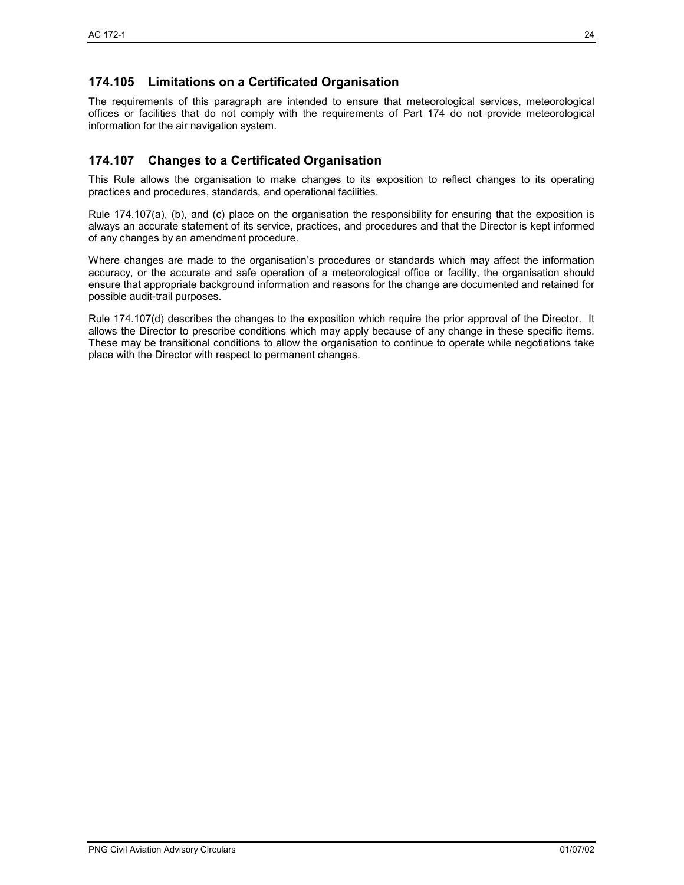## 174.105 Limitations on a Certificated Organisation

The requirements of this paragraph are intended to ensure that meteorological services, meteorological offices or facilities that do not comply with the requirements of Part 174 do not provide meteorological information for the air navigation system.

## 174.107 Changes to a Certificated Organisation

This Rule allows the organisation to make changes to its exposition to reflect changes to its operating practices and procedures, standards, and operational facilities.

Rule 174.107(a), (b), and (c) place on the organisation the responsibility for ensuring that the exposition is always an accurate statement of its service, practices, and procedures and that the Director is kept informed of any changes by an amendment procedure.

Where changes are made to the organisation's procedures or standards which may affect the information accuracy, or the accurate and safe operation of a meteorological office or facility, the organisation should ensure that appropriate background information and reasons for the change are documented and retained for possible audit-trail purposes.

Rule 174.107(d) describes the changes to the exposition which require the prior approval of the Director. It allows the Director to prescribe conditions which may apply because of any change in these specific items. These may be transitional conditions to allow the organisation to continue to operate while negotiations take place with the Director with respect to permanent changes.